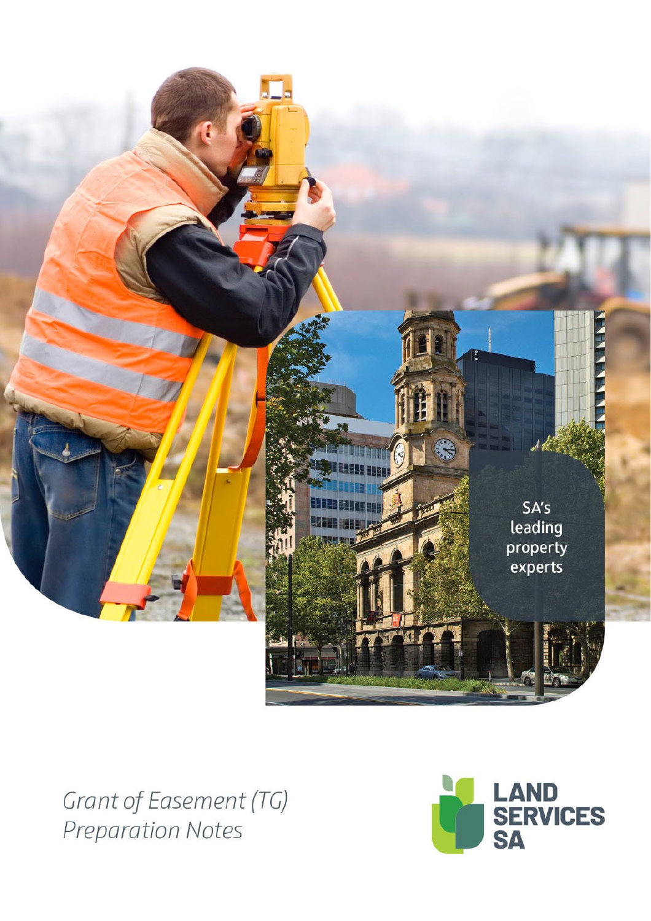SA's leading property experts

# *Grant of Easement (TG) Preparation Notes*

LAND SERVICES SA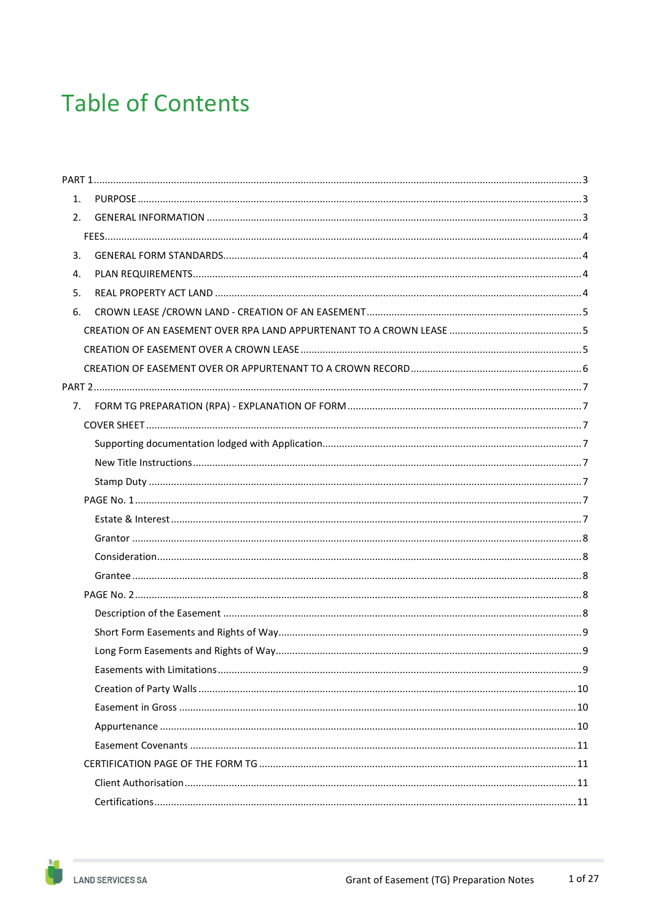# Table of Contents

PART 1 ..... 3

1. PURPOSE ..... 3
2. GENERAL INFORMATION ..... 3

   FEES ..... 4

3. GENERAL FORM STANDARDS ..... 4
4. PLAN REQUIREMENTS ..... 4
5. REAL PROPERTY ACT LAND ..... 4
6. CROWN LEASE /CROWN LAND - CREATION OF AN EASEMENT ..... 5

   CREATION OF AN EASEMENT OVER RPA LAND APPURTENANT TO A CROWN LEASE ..... 5

   CREATION OF EASEMENT OVER A CROWN LEASE ..... 5

   CREATION OF EASEMENT OVER OR APPURTENANT TO A CROWN RECORD ..... 6

PART 2 ..... 7

7. FORM TG PREPARATION (RPA) - EXPLANATION OF FORM ..... 7

   COVER SHEET ..... 7

   - Supporting documentation lodged with Application ..... 7
   - New Title Instructions ..... 7
   - Stamp Duty ..... 7

   PAGE No. 1 ..... 7

   - Estate & Interest ..... 7
   - Grantor ..... 8
   - Consideration ..... 8
   - Grantee ..... 8

   PAGE No. 2 ..... 8

   - Description of the Easement ..... 8
   - Short Form Easements and Rights of Way ..... 9
   - Long Form Easements and Rights of Way ..... 9
   - Easements with Limitations ..... 9
   - Creation of Party Walls ..... 10
   - Easement in Gross ..... 10
   - Appurtenance ..... 10
   - Easement Covenants ..... 11

   CERTIFICATION PAGE OF THE FORM TG ..... 11

   - Client Authorisation ..... 11
   - Certifications ..... 11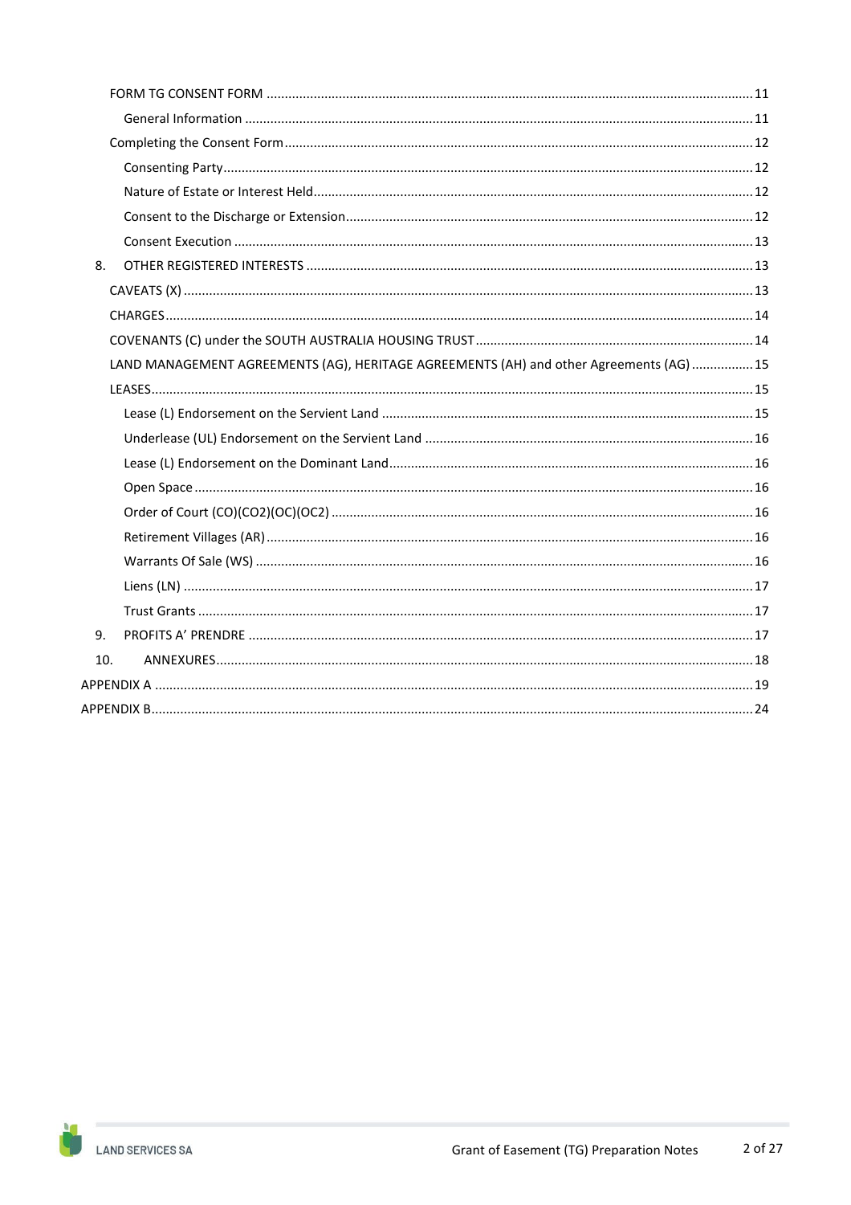FORM TG CONSENT FORM .......................................................................................................................... 11

General Information ............................................................................................................................ 11

Completing the Consent Form .................................................................................................................. 12

Consenting Party .................................................................................................................................. 12

Nature of Estate or Interest Held ......................................................................................................... 12

Consent to the Discharge or Extension ................................................................................................ 12

Consent Execution ............................................................................................................................... 13

8. OTHER REGISTERED INTERESTS ........................................................................................................... 13

CAVEATS (X) ............................................................................................................................................. 13

CHARGES .................................................................................................................................................. 14

COVENANTS (C) under the SOUTH AUSTRALIA HOUSING TRUST ............................................................. 14

LAND MANAGEMENT AGREEMENTS (AG), HERITAGE AGREEMENTS (AH) and other Agreements (AG) ................. 15

LEASES ...................................................................................................................................................... 15

Lease (L) Endorsement on the Servient Land ....................................................................................... 15

Underlease (UL) Endorsement on the Servient Land ........................................................................... 16

Lease (L) Endorsement on the Dominant Land .................................................................................... 16

Open Space .......................................................................................................................................... 16

Order of Court (CO)(CO2)(OC)(OC2) ..................................................................................................... 16

Retirement Villages (AR) ...................................................................................................................... 16

Warrants Of Sale (WS) ......................................................................................................................... 16

Liens (LN) ............................................................................................................................................. 17

Trust Grants ......................................................................................................................................... 17

9. PROFITS A' PRENDRE ............................................................................................................................ 17

10. ANNEXURES ...................................................................................................................................... 18

APPENDIX A ................................................................................................................................................ 19

APPENDIX B ................................................................................................................................................. 24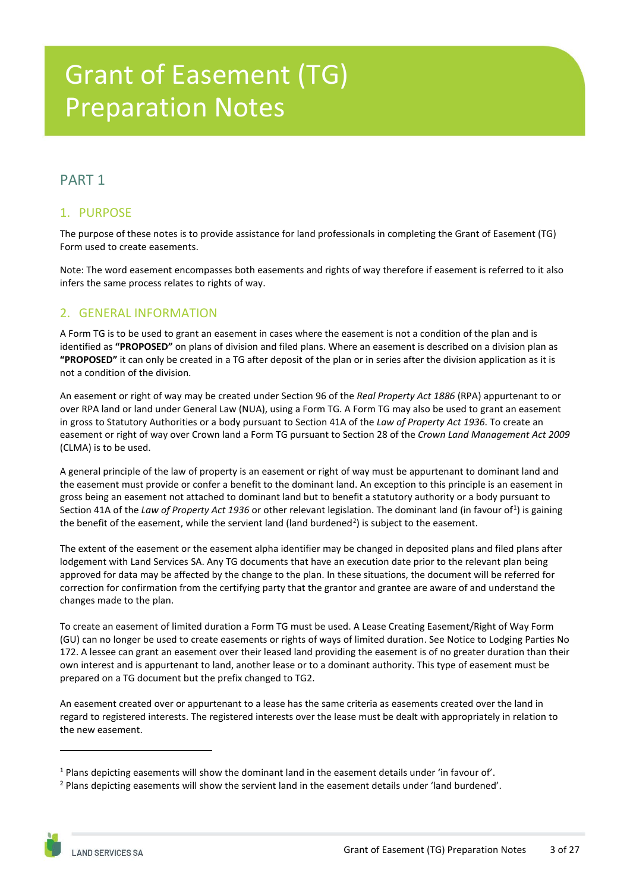# Grant of Easement (TG) Preparation Notes

## PART 1

### 1. PURPOSE

The purpose of these notes is to provide assistance for land professionals in completing the Grant of Easement (TG) Form used to create easements.

Note: The word easement encompasses both easements and rights of way therefore if easement is referred to it also infers the same process relates to rights of way.

### 2. GENERAL INFORMATION

A Form TG is to be used to grant an easement in cases where the easement is not a condition of the plan and is identified as **"PROPOSED"** on plans of division and filed plans. Where an easement is described on a division plan as **"PROPOSED"** it can only be created in a TG after deposit of the plan or in series after the division application as it is not a condition of the division.

An easement or right of way may be created under Section 96 of the *Real Property Act 1886* (RPA) appurtenant to or over RPA land or land under General Law (NUA), using a Form TG. A Form TG may also be used to grant an easement in gross to Statutory Authorities or a body pursuant to Section 41A of the *Law of Property Act 1936*. To create an easement or right of way over Crown land a Form TG pursuant to Section 28 of the *Crown Land Management Act 2009* (CLMA) is to be used.

A general principle of the law of property is an easement or right of way must be appurtenant to dominant land and the easement must provide or confer a benefit to the dominant land. An exception to this principle is an easement in gross being an easement not attached to dominant land but to benefit a statutory authority or a body pursuant to Section 41A of the *Law of Property Act 1936* or other relevant legislation. The dominant land (in favour of[1]) is gaining the benefit of the easement, while the servient land (land burdened[2]) is subject to the easement.

The extent of the easement or the easement alpha identifier may be changed in deposited plans and filed plans after lodgement with Land Services SA. Any TG documents that have an execution date prior to the relevant plan being approved for data may be affected by the change to the plan. In these situations, the document will be referred for correction for confirmation from the certifying party that the grantor and grantee are aware of and understand the changes made to the plan.

To create an easement of limited duration a Form TG must be used. A Lease Creating Easement/Right of Way Form (GU) can no longer be used to create easements or rights of ways of limited duration. See Notice to Lodging Parties No 172. A lessee can grant an easement over their leased land providing the easement is of no greater duration than their own interest and is appurtenant to land, another lease or to a dominant authority. This type of easement must be prepared on a TG document but the prefix changed to TG2.

An easement created over or appurtenant to a lease has the same criteria as easements created over the land in regard to registered interests. The registered interests over the lease must be dealt with appropriately in relation to the new easement.

[1] Plans depicting easements will show the dominant land in the easement details under 'in favour of'.

[2] Plans depicting easements will show the servient land in the easement details under 'land burdened'.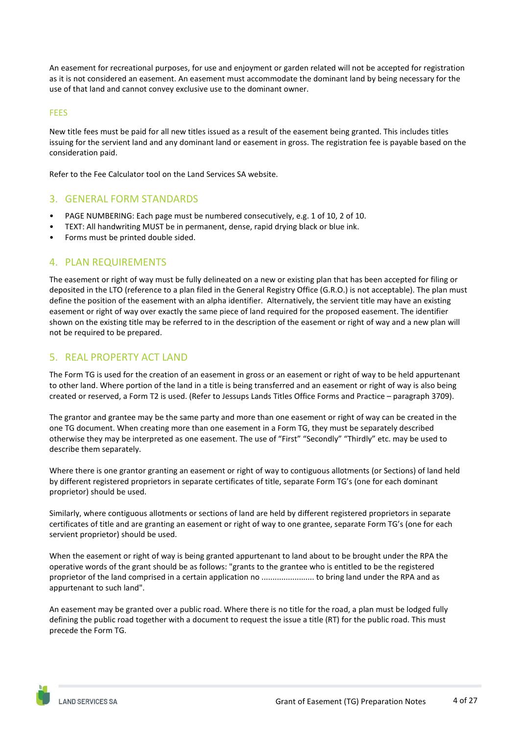An easement for recreational purposes, for use and enjoyment or garden related will not be accepted for registration as it is not considered an easement. An easement must accommodate the dominant land by being necessary for the use of that land and cannot convey exclusive use to the dominant owner.

### FEES

New title fees must be paid for all new titles issued as a result of the easement being granted. This includes titles issuing for the servient land and any dominant land or easement in gross. The registration fee is payable based on the consideration paid.

Refer to the Fee Calculator tool on the Land Services SA website.

## 3. GENERAL FORM STANDARDS

- PAGE NUMBERING: Each page must be numbered consecutively, e.g. 1 of 10, 2 of 10.
- TEXT: All handwriting MUST be in permanent, dense, rapid drying black or blue ink.
- Forms must be printed double sided.

## 4. PLAN REQUIREMENTS

The easement or right of way must be fully delineated on a new or existing plan that has been accepted for filing or deposited in the LTO (reference to a plan filed in the General Registry Office (G.R.O.) is not acceptable). The plan must define the position of the easement with an alpha identifier. Alternatively, the servient title may have an existing easement or right of way over exactly the same piece of land required for the proposed easement. The identifier shown on the existing title may be referred to in the description of the easement or right of way and a new plan will not be required to be prepared.

## 5. REAL PROPERTY ACT LAND

The Form TG is used for the creation of an easement in gross or an easement or right of way to be held appurtenant to other land. Where portion of the land in a title is being transferred and an easement or right of way is also being created or reserved, a Form T2 is used. (Refer to Jessups Lands Titles Office Forms and Practice – paragraph 3709).

The grantor and grantee may be the same party and more than one easement or right of way can be created in the one TG document. When creating more than one easement in a Form TG, they must be separately described otherwise they may be interpreted as one easement. The use of "First" "Secondly" "Thirdly" etc. may be used to describe them separately.

Where there is one grantor granting an easement or right of way to contiguous allotments (or Sections) of land held by different registered proprietors in separate certificates of title, separate Form TG's (one for each dominant proprietor) should be used.

Similarly, where contiguous allotments or sections of land are held by different registered proprietors in separate certificates of title and are granting an easement or right of way to one grantee, separate Form TG's (one for each servient proprietor) should be used.

When the easement or right of way is being granted appurtenant to land about to be brought under the RPA the operative words of the grant should be as follows: "grants to the grantee who is entitled to be the registered proprietor of the land comprised in a certain application no ........................ to bring land under the RPA and as appurtenant to such land".

An easement may be granted over a public road. Where there is no title for the road, a plan must be lodged fully defining the public road together with a document to request the issue a title (RT) for the public road. This must precede the Form TG.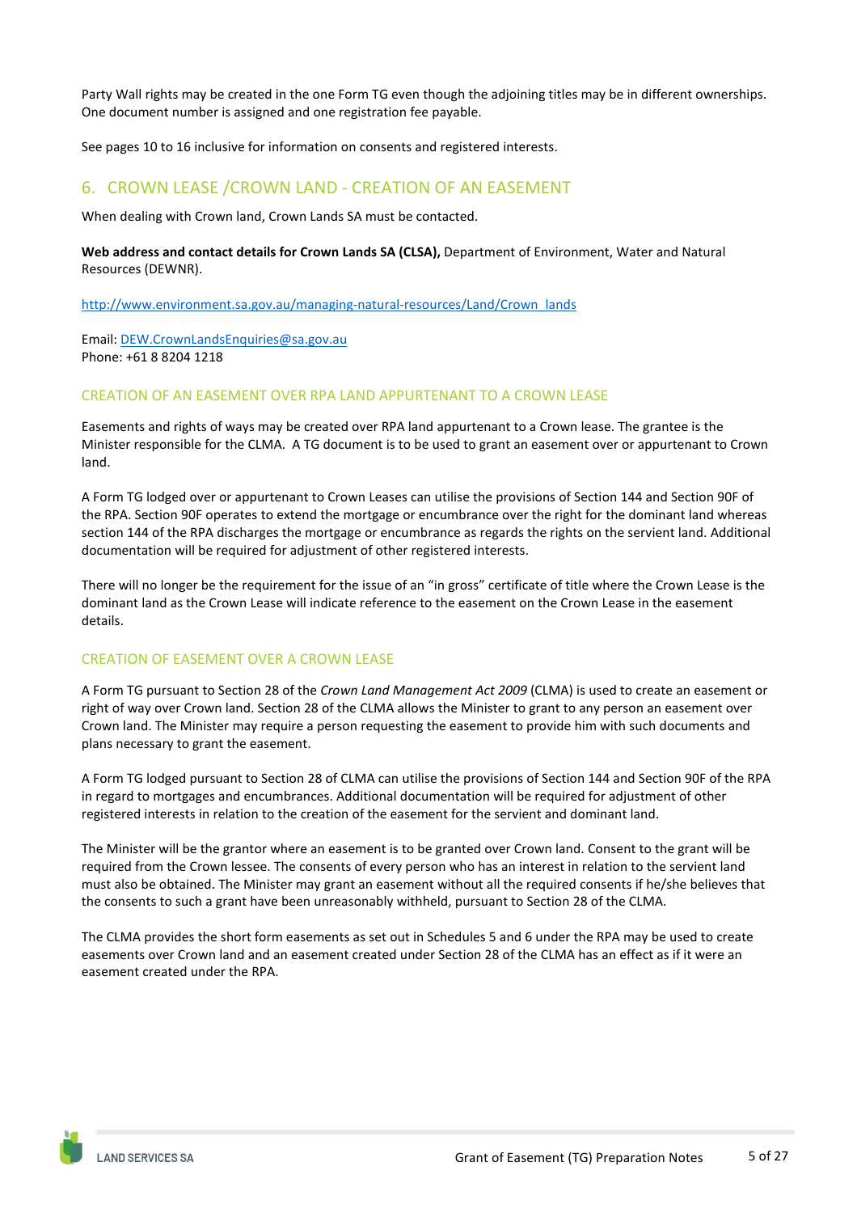Party Wall rights may be created in the one Form TG even though the adjoining titles may be in different ownerships. One document number is assigned and one registration fee payable.

See pages 10 to 16 inclusive for information on consents and registered interests.

## 6. CROWN LEASE /CROWN LAND - CREATION OF AN EASEMENT

When dealing with Crown land, Crown Lands SA must be contacted.

**Web address and contact details for Crown Lands SA (CLSA),** Department of Environment, Water and Natural Resources (DEWNR).

[http://www.environment.sa.gov.au/managing-natural-resources/Land/Crown_lands](http://www.environment.sa.gov.au/managing-natural-resources/Land/Crown_lands)

Email: [DEW.CrownLandsEnquiries@sa.gov.au](mailto:DEW.CrownLandsEnquiries@sa.gov.au)
Phone: +61 8 8204 1218

### CREATION OF AN EASEMENT OVER RPA LAND APPURTENANT TO A CROWN LEASE

Easements and rights of ways may be created over RPA land appurtenant to a Crown lease. The grantee is the Minister responsible for the CLMA. A TG document is to be used to grant an easement over or appurtenant to Crown land.

A Form TG lodged over or appurtenant to Crown Leases can utilise the provisions of Section 144 and Section 90F of the RPA. Section 90F operates to extend the mortgage or encumbrance over the right for the dominant land whereas section 144 of the RPA discharges the mortgage or encumbrance as regards the rights on the servient land. Additional documentation will be required for adjustment of other registered interests.

There will no longer be the requirement for the issue of an "in gross" certificate of title where the Crown Lease is the dominant land as the Crown Lease will indicate reference to the easement on the Crown Lease in the easement details.

### CREATION OF EASEMENT OVER A CROWN LEASE

A Form TG pursuant to Section 28 of the *Crown Land Management Act 2009* (CLMA) is used to create an easement or right of way over Crown land. Section 28 of the CLMA allows the Minister to grant to any person an easement over Crown land. The Minister may require a person requesting the easement to provide him with such documents and plans necessary to grant the easement.

A Form TG lodged pursuant to Section 28 of CLMA can utilise the provisions of Section 144 and Section 90F of the RPA in regard to mortgages and encumbrances. Additional documentation will be required for adjustment of other registered interests in relation to the creation of the easement for the servient and dominant land.

The Minister will be the grantor where an easement is to be granted over Crown land. Consent to the grant will be required from the Crown lessee. The consents of every person who has an interest in relation to the servient land must also be obtained. The Minister may grant an easement without all the required consents if he/she believes that the consents to such a grant have been unreasonably withheld, pursuant to Section 28 of the CLMA.

The CLMA provides the short form easements as set out in Schedules 5 and 6 under the RPA may be used to create easements over Crown land and an easement created under Section 28 of the CLMA has an effect as if it were an easement created under the RPA.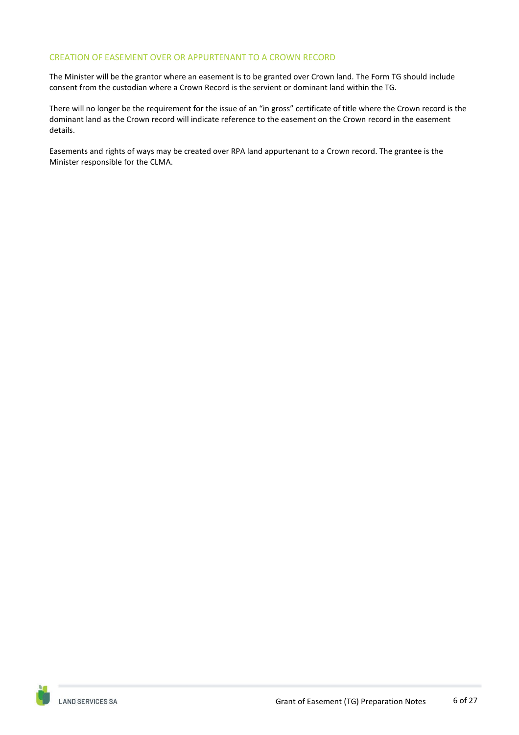## CREATION OF EASEMENT OVER OR APPURTENANT TO A CROWN RECORD

The Minister will be the grantor where an easement is to be granted over Crown land. The Form TG should include consent from the custodian where a Crown Record is the servient or dominant land within the TG.

There will no longer be the requirement for the issue of an "in gross" certificate of title where the Crown record is the dominant land as the Crown record will indicate reference to the easement on the Crown record in the easement details.

Easements and rights of ways may be created over RPA land appurtenant to a Crown record. The grantee is the Minister responsible for the CLMA.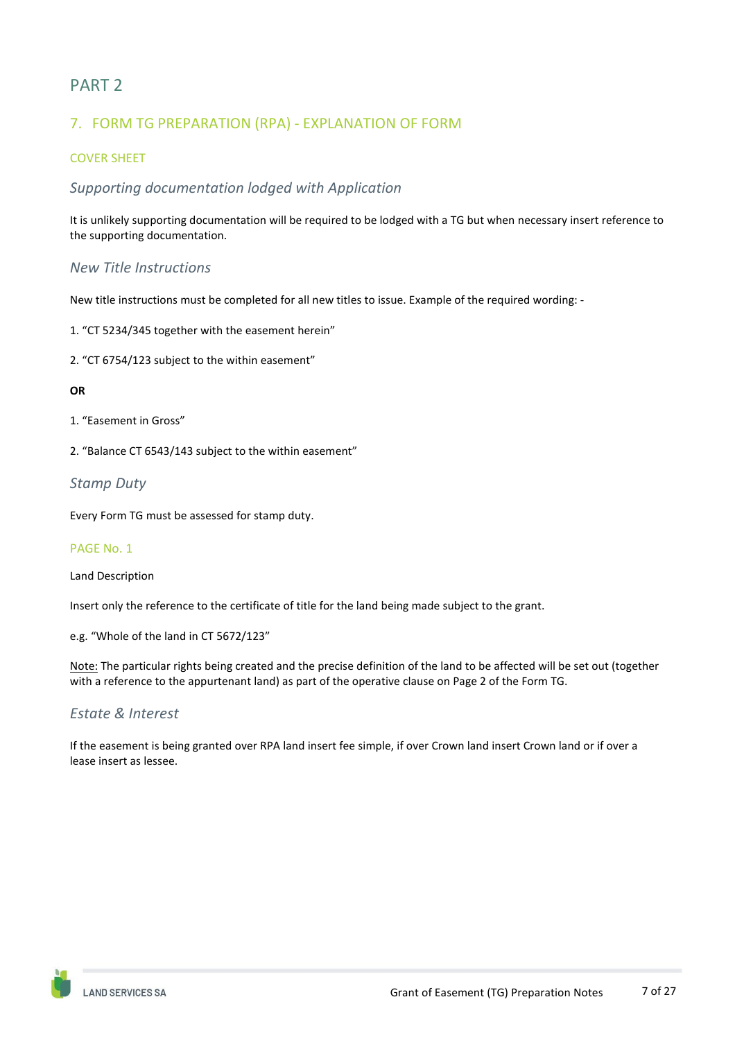# PART 2

## 7. FORM TG PREPARATION (RPA) - EXPLANATION OF FORM

### COVER SHEET

#### *Supporting documentation lodged with Application*

It is unlikely supporting documentation will be required to be lodged with a TG but when necessary insert reference to the supporting documentation.

#### *New Title Instructions*

New title instructions must be completed for all new titles to issue. Example of the required wording: -

1. "CT 5234/345 together with the easement herein"

2. "CT 6754/123 subject to the within easement"

**OR**

1. "Easement in Gross"

2. "Balance CT 6543/143 subject to the within easement"

#### *Stamp Duty*

Every Form TG must be assessed for stamp duty.

### PAGE No. 1

Land Description

Insert only the reference to the certificate of title for the land being made subject to the grant.

e.g. "Whole of the land in CT 5672/123"

<u>Note:</u> The particular rights being created and the precise definition of the land to be affected will be set out (together with a reference to the appurtenant land) as part of the operative clause on Page 2 of the Form TG.

#### *Estate & Interest*

If the easement is being granted over RPA land insert fee simple, if over Crown land insert Crown land or if over a lease insert as lessee.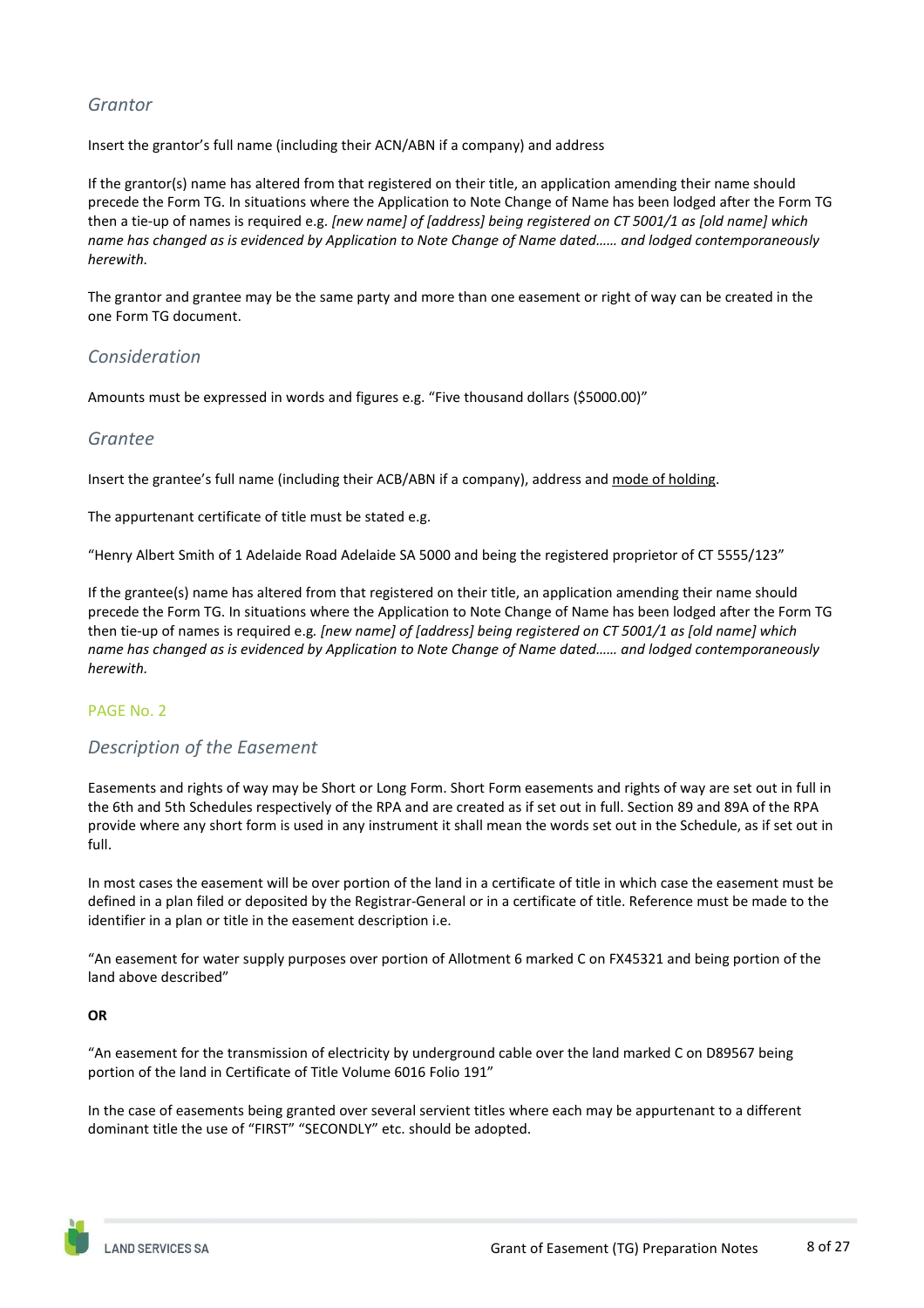### *Grantor*

Insert the grantor's full name (including their ACN/ABN if a company) and address

If the grantor(s) name has altered from that registered on their title, an application amending their name should precede the Form TG. In situations where the Application to Note Change of Name has been lodged after the Form TG then a tie-up of names is required e.g. *[new name] of [address] being registered on CT 5001/1 as [old name] which name has changed as is evidenced by Application to Note Change of Name dated…… and lodged contemporaneously herewith.*

The grantor and grantee may be the same party and more than one easement or right of way can be created in the one Form TG document.

### *Consideration*

Amounts must be expressed in words and figures e.g. "Five thousand dollars ($5000.00)"

### *Grantee*

Insert the grantee's full name (including their ACB/ABN if a company), address and mode of holding.

The appurtenant certificate of title must be stated e.g.

"Henry Albert Smith of 1 Adelaide Road Adelaide SA 5000 and being the registered proprietor of CT 5555/123"

If the grantee(s) name has altered from that registered on their title, an application amending their name should precede the Form TG. In situations where the Application to Note Change of Name has been lodged after the Form TG then tie-up of names is required e.g*. [new name] of [address] being registered on CT 5001/1 as [old name] which name has changed as is evidenced by Application to Note Change of Name dated…… and lodged contemporaneously herewith.*

## PAGE No. 2

### *Description of the Easement*

Easements and rights of way may be Short or Long Form. Short Form easements and rights of way are set out in full in the 6th and 5th Schedules respectively of the RPA and are created as if set out in full. Section 89 and 89A of the RPA provide where any short form is used in any instrument it shall mean the words set out in the Schedule, as if set out in full.

In most cases the easement will be over portion of the land in a certificate of title in which case the easement must be defined in a plan filed or deposited by the Registrar-General or in a certificate of title. Reference must be made to the identifier in a plan or title in the easement description i.e.

"An easement for water supply purposes over portion of Allotment 6 marked C on FX45321 and being portion of the land above described"

**OR**

"An easement for the transmission of electricity by underground cable over the land marked C on D89567 being portion of the land in Certificate of Title Volume 6016 Folio 191"

In the case of easements being granted over several servient titles where each may be appurtenant to a different dominant title the use of "FIRST" "SECONDLY" etc. should be adopted.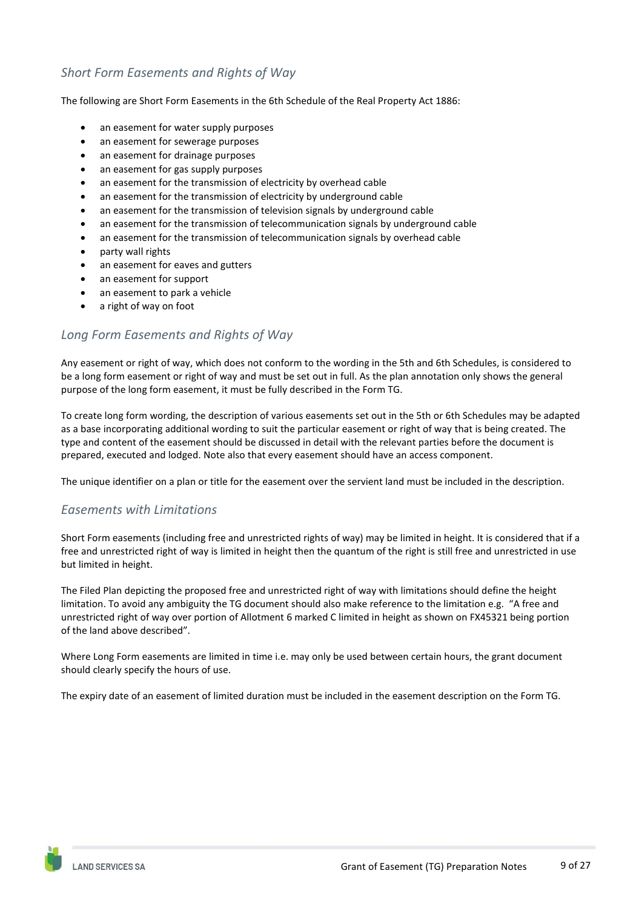## *Short Form Easements and Rights of Way*

The following are Short Form Easements in the 6th Schedule of the Real Property Act 1886:

- an easement for water supply purposes
- an easement for sewerage purposes
- an easement for drainage purposes
- an easement for gas supply purposes
- an easement for the transmission of electricity by overhead cable
- an easement for the transmission of electricity by underground cable
- an easement for the transmission of television signals by underground cable
- an easement for the transmission of telecommunication signals by underground cable
- an easement for the transmission of telecommunication signals by overhead cable
- party wall rights
- an easement for eaves and gutters
- an easement for support
- an easement to park a vehicle
- a right of way on foot

## *Long Form Easements and Rights of Way*

Any easement or right of way, which does not conform to the wording in the 5th and 6th Schedules, is considered to be a long form easement or right of way and must be set out in full. As the plan annotation only shows the general purpose of the long form easement, it must be fully described in the Form TG.

To create long form wording, the description of various easements set out in the 5th or 6th Schedules may be adapted as a base incorporating additional wording to suit the particular easement or right of way that is being created. The type and content of the easement should be discussed in detail with the relevant parties before the document is prepared, executed and lodged. Note also that every easement should have an access component.

The unique identifier on a plan or title for the easement over the servient land must be included in the description.

## *Easements with Limitations*

Short Form easements (including free and unrestricted rights of way) may be limited in height. It is considered that if a free and unrestricted right of way is limited in height then the quantum of the right is still free and unrestricted in use but limited in height.

The Filed Plan depicting the proposed free and unrestricted right of way with limitations should define the height limitation. To avoid any ambiguity the TG document should also make reference to the limitation e.g. "A free and unrestricted right of way over portion of Allotment 6 marked C limited in height as shown on FX45321 being portion of the land above described".

Where Long Form easements are limited in time i.e. may only be used between certain hours, the grant document should clearly specify the hours of use.

The expiry date of an easement of limited duration must be included in the easement description on the Form TG.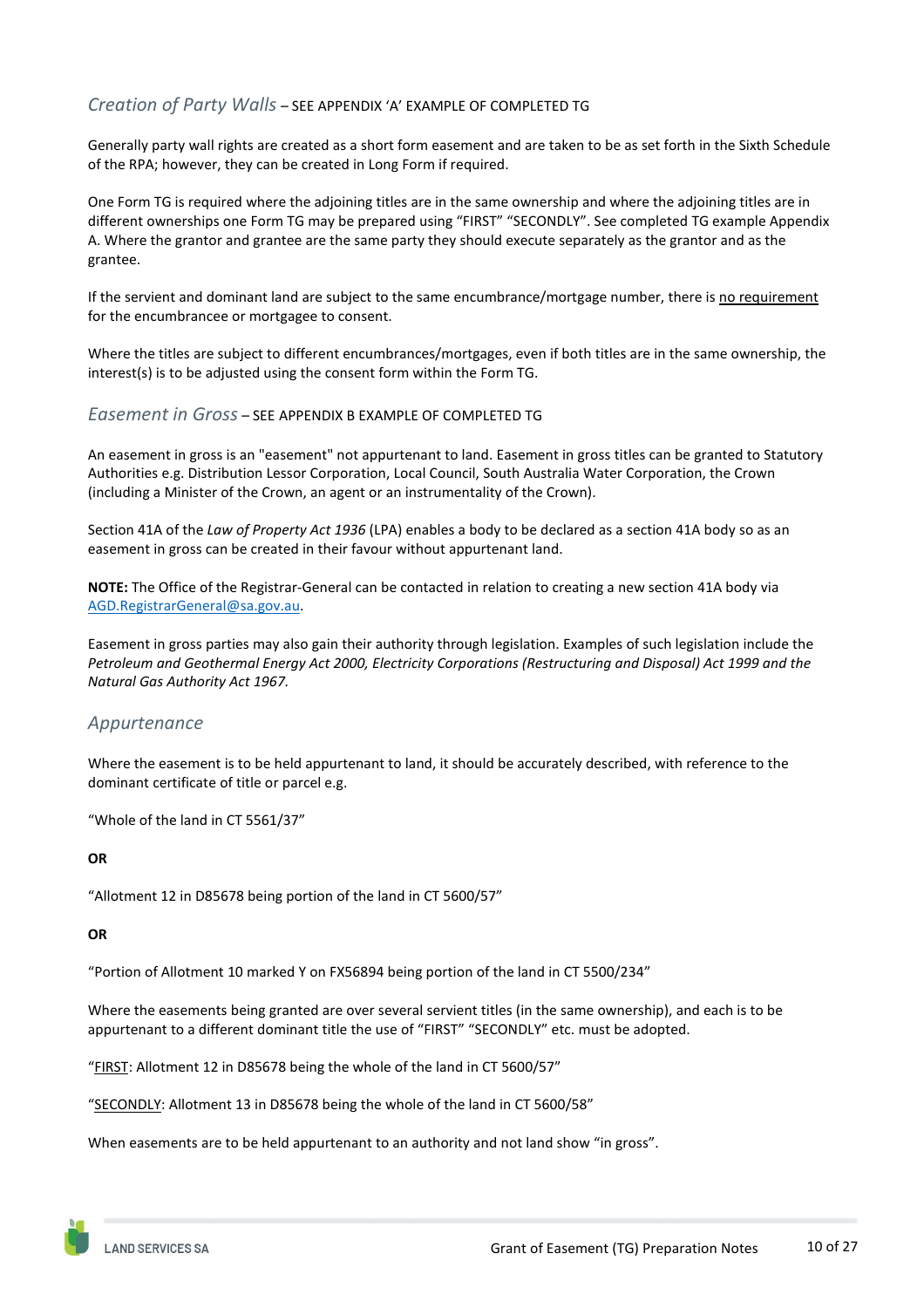## *Creation of Party Walls* – SEE APPENDIX 'A' EXAMPLE OF COMPLETED TG

Generally party wall rights are created as a short form easement and are taken to be as set forth in the Sixth Schedule of the RPA; however, they can be created in Long Form if required.

One Form TG is required where the adjoining titles are in the same ownership and where the adjoining titles are in different ownerships one Form TG may be prepared using "FIRST" "SECONDLY". See completed TG example Appendix A. Where the grantor and grantee are the same party they should execute separately as the grantor and as the grantee.

If the servient and dominant land are subject to the same encumbrance/mortgage number, there is <u>no requirement</u> for the encumbrancee or mortgagee to consent.

Where the titles are subject to different encumbrances/mortgages, even if both titles are in the same ownership, the interest(s) is to be adjusted using the consent form within the Form TG.

## *Easement in Gross* – SEE APPENDIX B EXAMPLE OF COMPLETED TG

An easement in gross is an "easement" not appurtenant to land. Easement in gross titles can be granted to Statutory Authorities e.g. Distribution Lessor Corporation, Local Council, South Australia Water Corporation, the Crown (including a Minister of the Crown, an agent or an instrumentality of the Crown).

Section 41A of the *Law of Property Act 1936* (LPA) enables a body to be declared as a section 41A body so as an easement in gross can be created in their favour without appurtenant land.

**NOTE:** The Office of the Registrar-General can be contacted in relation to creating a new section 41A body via AGD.RegistrarGeneral@sa.gov.au.

Easement in gross parties may also gain their authority through legislation. Examples of such legislation include the *Petroleum and Geothermal Energy Act 2000, Electricity Corporations (Restructuring and Disposal) Act 1999 and the Natural Gas Authority Act 1967.*

## *Appurtenance*

Where the easement is to be held appurtenant to land, it should be accurately described, with reference to the dominant certificate of title or parcel e.g.

"Whole of the land in CT 5561/37"

**OR**

"Allotment 12 in D85678 being portion of the land in CT 5600/57"

**OR**

"Portion of Allotment 10 marked Y on FX56894 being portion of the land in CT 5500/234"

Where the easements being granted are over several servient titles (in the same ownership), and each is to be appurtenant to a different dominant title the use of "FIRST" "SECONDLY" etc. must be adopted.

"<u>FIRST</u>: Allotment 12 in D85678 being the whole of the land in CT 5600/57"

"<u>SECONDLY</u>: Allotment 13 in D85678 being the whole of the land in CT 5600/58"

When easements are to be held appurtenant to an authority and not land show "in gross".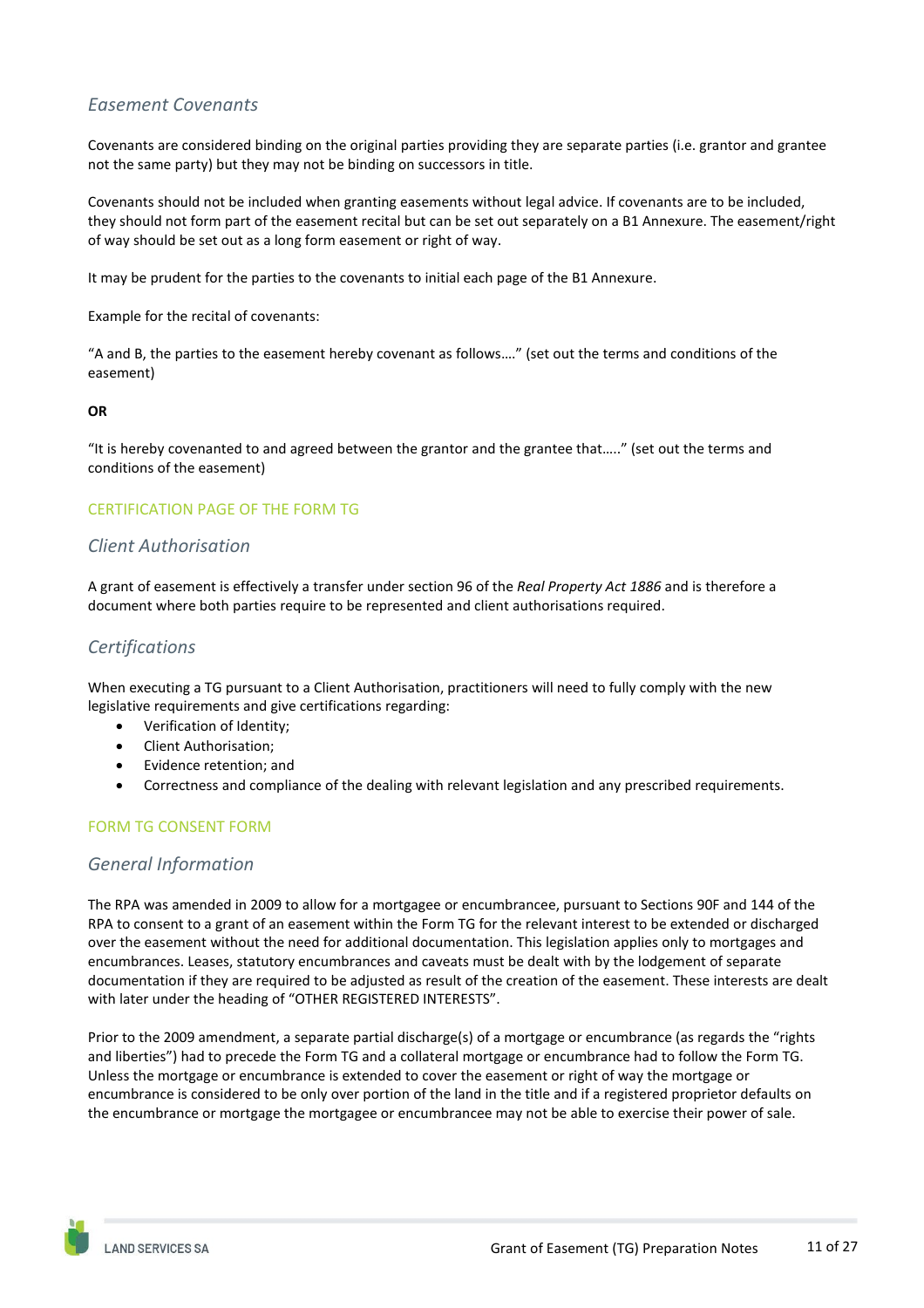### *Easement Covenants*

Covenants are considered binding on the original parties providing they are separate parties (i.e. grantor and grantee not the same party) but they may not be binding on successors in title.

Covenants should not be included when granting easements without legal advice. If covenants are to be included, they should not form part of the easement recital but can be set out separately on a B1 Annexure. The easement/right of way should be set out as a long form easement or right of way.

It may be prudent for the parties to the covenants to initial each page of the B1 Annexure.

Example for the recital of covenants:

"A and B, the parties to the easement hereby covenant as follows…." (set out the terms and conditions of the easement)

**OR**

"It is hereby covenanted to and agreed between the grantor and the grantee that….." (set out the terms and conditions of the easement)

## CERTIFICATION PAGE OF THE FORM TG

### *Client Authorisation*

A grant of easement is effectively a transfer under section 96 of the *Real Property Act 1886* and is therefore a document where both parties require to be represented and client authorisations required.

### *Certifications*

When executing a TG pursuant to a Client Authorisation, practitioners will need to fully comply with the new legislative requirements and give certifications regarding:

- Verification of Identity;
- Client Authorisation;
- Evidence retention; and
- Correctness and compliance of the dealing with relevant legislation and any prescribed requirements.

## FORM TG CONSENT FORM

### *General Information*

The RPA was amended in 2009 to allow for a mortgagee or encumbrancee, pursuant to Sections 90F and 144 of the RPA to consent to a grant of an easement within the Form TG for the relevant interest to be extended or discharged over the easement without the need for additional documentation. This legislation applies only to mortgages and encumbrances. Leases, statutory encumbrances and caveats must be dealt with by the lodgement of separate documentation if they are required to be adjusted as result of the creation of the easement. These interests are dealt with later under the heading of "OTHER REGISTERED INTERESTS".

Prior to the 2009 amendment, a separate partial discharge(s) of a mortgage or encumbrance (as regards the "rights and liberties") had to precede the Form TG and a collateral mortgage or encumbrance had to follow the Form TG. Unless the mortgage or encumbrance is extended to cover the easement or right of way the mortgage or encumbrance is considered to be only over portion of the land in the title and if a registered proprietor defaults on the encumbrance or mortgage the mortgagee or encumbrancee may not be able to exercise their power of sale.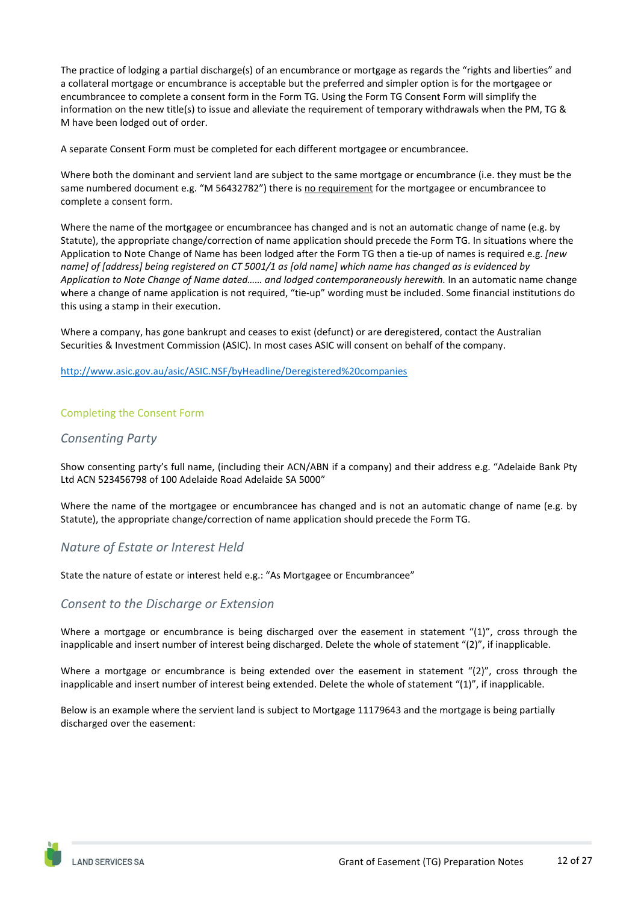The practice of lodging a partial discharge(s) of an encumbrance or mortgage as regards the “rights and liberties” and a collateral mortgage or encumbrance is acceptable but the preferred and simpler option is for the mortgagee or encumbrancee to complete a consent form in the Form TG. Using the Form TG Consent Form will simplify the information on the new title(s) to issue and alleviate the requirement of temporary withdrawals when the PM, TG & M have been lodged out of order.

A separate Consent Form must be completed for each different mortgagee or encumbrancee.

Where both the dominant and servient land are subject to the same mortgage or encumbrance (i.e. they must be the same numbered document e.g. “M 56432782”) there is <u>no requirement</u> for the mortgagee or encumbrancee to complete a consent form.

Where the name of the mortgagee or encumbrancee has changed and is not an automatic change of name (e.g. by Statute), the appropriate change/correction of name application should precede the Form TG. In situations where the Application to Note Change of Name has been lodged after the Form TG then a tie-up of names is required e.g. *[new name] of [address] being registered on CT 5001/1 as [old name] which name has changed as is evidenced by Application to Note Change of Name dated…… and lodged contemporaneously herewith.* In an automatic name change where a change of name application is not required, “tie-up” wording must be included. Some financial institutions do this using a stamp in their execution.

Where a company, has gone bankrupt and ceases to exist (defunct) or are deregistered, contact the Australian Securities & Investment Commission (ASIC). In most cases ASIC will consent on behalf of the company.

http://www.asic.gov.au/asic/ASIC.NSF/byHeadline/Deregistered%20companies

## Completing the Consent Form

### Consenting Party

Show consenting party’s full name, (including their ACN/ABN if a company) and their address e.g. “Adelaide Bank Pty Ltd ACN 523456798 of 100 Adelaide Road Adelaide SA 5000”

Where the name of the mortgagee or encumbrancee has changed and is not an automatic change of name (e.g. by Statute), the appropriate change/correction of name application should precede the Form TG.

### Nature of Estate or Interest Held

State the nature of estate or interest held e.g.: “As Mortgagee or Encumbrancee”

### Consent to the Discharge or Extension

Where a mortgage or encumbrance is being discharged over the easement in statement “(1)”, cross through the inapplicable and insert number of interest being discharged. Delete the whole of statement “(2)”, if inapplicable.

Where a mortgage or encumbrance is being extended over the easement in statement “(2)”, cross through the inapplicable and insert number of interest being extended. Delete the whole of statement “(1)”, if inapplicable.

Below is an example where the servient land is subject to Mortgage 11179643 and the mortgage is being partially discharged over the easement: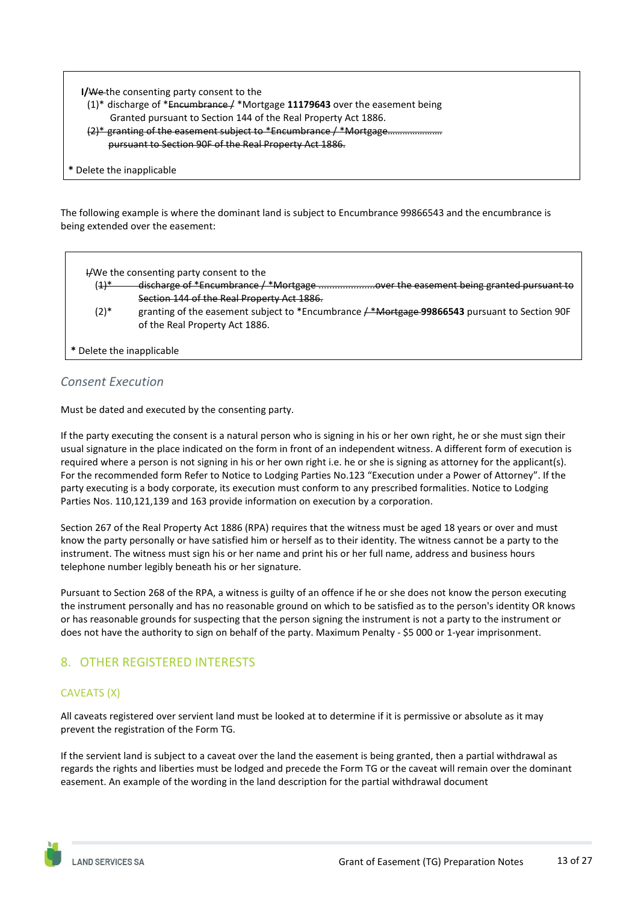**I/~~We~~** the consenting party consent to the

(1)* discharge of *~~Encumbrance /~~ *Mortgage **11179643** over the easement being Granted pursuant to Section 144 of the Real Property Act 1886.

~~(2)* granting of the easement subject to *Encumbrance / *Mortgage...................... pursuant to Section 90F of the Real Property Act 1886.~~

**\*** Delete the inapplicable

The following example is where the dominant land is subject to Encumbrance 99866543 and the encumbrance is being extended over the easement:

~~I/~~We the consenting party consent to the

~~(1)* discharge of *Encumbrance / *Mortgage ....................over the easement being granted pursuant to Section 144 of the Real Property Act 1886.~~

(2)* granting of the easement subject to *Encumbrance ~~/ *Mortgage~~ **99866543** pursuant to Section 90F of the Real Property Act 1886.

**\*** Delete the inapplicable

### *Consent Execution*

Must be dated and executed by the consenting party.

If the party executing the consent is a natural person who is signing in his or her own right, he or she must sign their usual signature in the place indicated on the form in front of an independent witness. A different form of execution is required where a person is not signing in his or her own right i.e. he or she is signing as attorney for the applicant(s). For the recommended form Refer to Notice to Lodging Parties No.123 "Execution under a Power of Attorney". If the party executing is a body corporate, its execution must conform to any prescribed formalities. Notice to Lodging Parties Nos. 110,121,139 and 163 provide information on execution by a corporation.

Section 267 of the Real Property Act 1886 (RPA) requires that the witness must be aged 18 years or over and must know the party personally or have satisfied him or herself as to their identity. The witness cannot be a party to the instrument. The witness must sign his or her name and print his or her full name, address and business hours telephone number legibly beneath his or her signature.

Pursuant to Section 268 of the RPA, a witness is guilty of an offence if he or she does not know the person executing the instrument personally and has no reasonable ground on which to be satisfied as to the person's identity OR knows or has reasonable grounds for suspecting that the person signing the instrument is not a party to the instrument or does not have the authority to sign on behalf of the party. Maximum Penalty - $5 000 or 1-year imprisonment.

## 8. OTHER REGISTERED INTERESTS

### CAVEATS (X)

All caveats registered over servient land must be looked at to determine if it is permissive or absolute as it may prevent the registration of the Form TG.

If the servient land is subject to a caveat over the land the easement is being granted, then a partial withdrawal as regards the rights and liberties must be lodged and precede the Form TG or the caveat will remain over the dominant easement. An example of the wording in the land description for the partial withdrawal document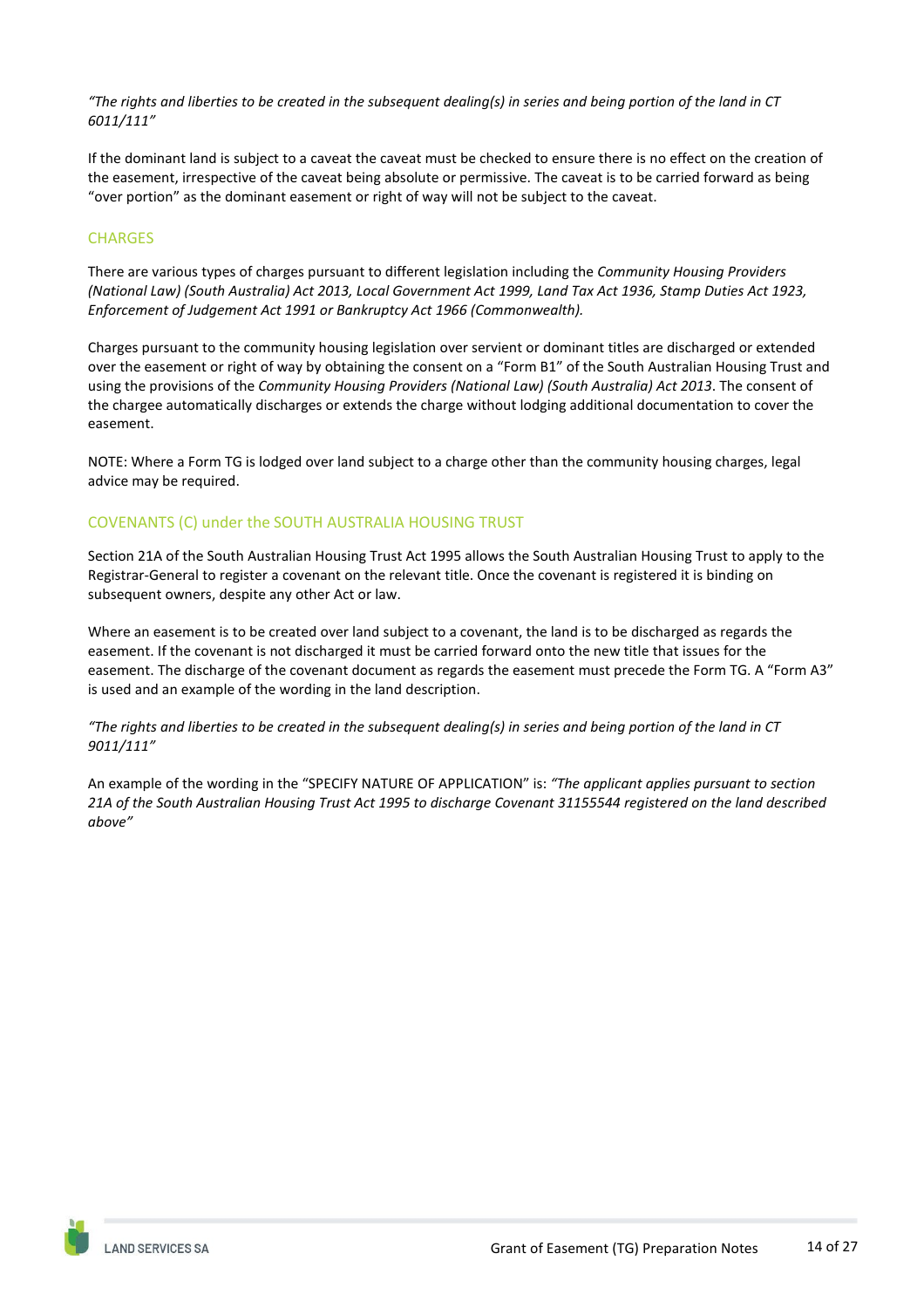*"The rights and liberties to be created in the subsequent dealing(s) in series and being portion of the land in CT 6011/111"*

If the dominant land is subject to a caveat the caveat must be checked to ensure there is no effect on the creation of the easement, irrespective of the caveat being absolute or permissive. The caveat is to be carried forward as being "over portion" as the dominant easement or right of way will not be subject to the caveat.

## CHARGES

There are various types of charges pursuant to different legislation including the *Community Housing Providers (National Law) (South Australia) Act 2013, Local Government Act 1999, Land Tax Act 1936, Stamp Duties Act 1923, Enforcement of Judgement Act 1991 or Bankruptcy Act 1966 (Commonwealth).*

Charges pursuant to the community housing legislation over servient or dominant titles are discharged or extended over the easement or right of way by obtaining the consent on a "Form B1" of the South Australian Housing Trust and using the provisions of the *Community Housing Providers (National Law) (South Australia) Act 2013*. The consent of the chargee automatically discharges or extends the charge without lodging additional documentation to cover the easement.

NOTE: Where a Form TG is lodged over land subject to a charge other than the community housing charges, legal advice may be required.

## COVENANTS (C) under the SOUTH AUSTRALIA HOUSING TRUST

Section 21A of the South Australian Housing Trust Act 1995 allows the South Australian Housing Trust to apply to the Registrar-General to register a covenant on the relevant title. Once the covenant is registered it is binding on subsequent owners, despite any other Act or law.

Where an easement is to be created over land subject to a covenant, the land is to be discharged as regards the easement. If the covenant is not discharged it must be carried forward onto the new title that issues for the easement. The discharge of the covenant document as regards the easement must precede the Form TG. A "Form A3" is used and an example of the wording in the land description.

*"The rights and liberties to be created in the subsequent dealing(s) in series and being portion of the land in CT 9011/111"*

An example of the wording in the "SPECIFY NATURE OF APPLICATION" is: *"The applicant applies pursuant to section 21A of the South Australian Housing Trust Act 1995 to discharge Covenant 31155544 registered on the land described above"*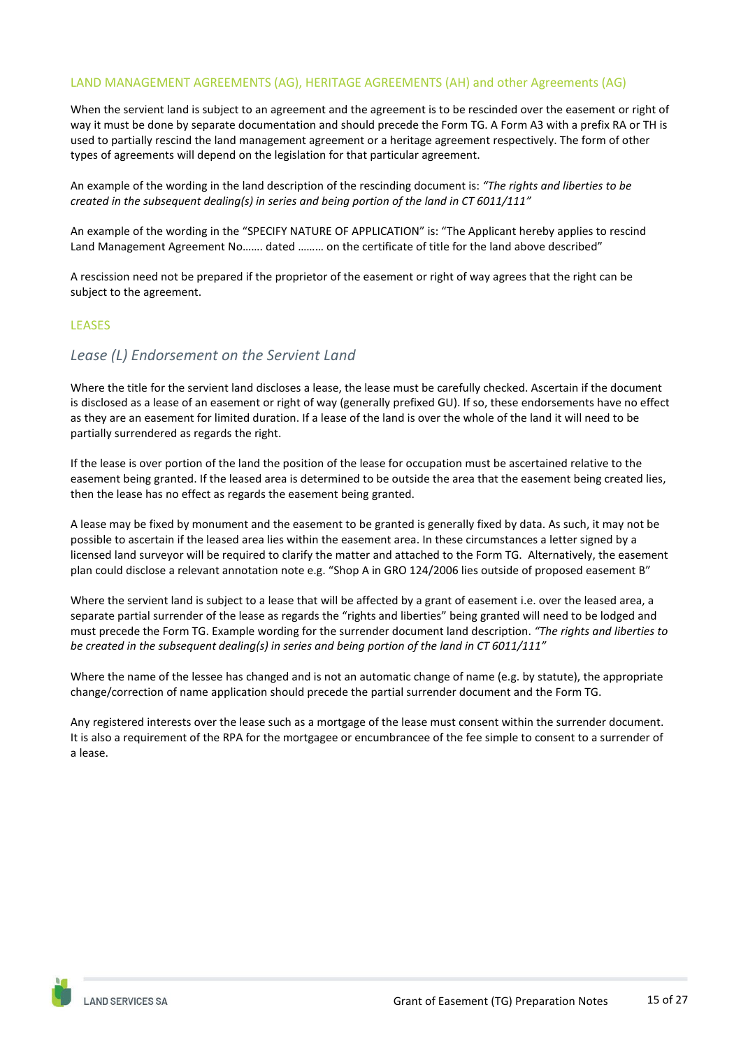## LAND MANAGEMENT AGREEMENTS (AG), HERITAGE AGREEMENTS (AH) and other Agreements (AG)

When the servient land is subject to an agreement and the agreement is to be rescinded over the easement or right of way it must be done by separate documentation and should precede the Form TG. A Form A3 with a prefix RA or TH is used to partially rescind the land management agreement or a heritage agreement respectively. The form of other types of agreements will depend on the legislation for that particular agreement.

An example of the wording in the land description of the rescinding document is: *"The rights and liberties to be created in the subsequent dealing(s) in series and being portion of the land in CT 6011/111"*

An example of the wording in the "SPECIFY NATURE OF APPLICATION" is: "The Applicant hereby applies to rescind Land Management Agreement No……. dated ……… on the certificate of title for the land above described"

A rescission need not be prepared if the proprietor of the easement or right of way agrees that the right can be subject to the agreement.

## LEASES

### *Lease (L) Endorsement on the Servient Land*

Where the title for the servient land discloses a lease, the lease must be carefully checked. Ascertain if the document is disclosed as a lease of an easement or right of way (generally prefixed GU). If so, these endorsements have no effect as they are an easement for limited duration. If a lease of the land is over the whole of the land it will need to be partially surrendered as regards the right.

If the lease is over portion of the land the position of the lease for occupation must be ascertained relative to the easement being granted. If the leased area is determined to be outside the area that the easement being created lies, then the lease has no effect as regards the easement being granted.

A lease may be fixed by monument and the easement to be granted is generally fixed by data. As such, it may not be possible to ascertain if the leased area lies within the easement area. In these circumstances a letter signed by a licensed land surveyor will be required to clarify the matter and attached to the Form TG. Alternatively, the easement plan could disclose a relevant annotation note e.g. "Shop A in GRO 124/2006 lies outside of proposed easement B"

Where the servient land is subject to a lease that will be affected by a grant of easement i.e. over the leased area, a separate partial surrender of the lease as regards the "rights and liberties" being granted will need to be lodged and must precede the Form TG. Example wording for the surrender document land description. *"The rights and liberties to be created in the subsequent dealing(s) in series and being portion of the land in CT 6011/111"*

Where the name of the lessee has changed and is not an automatic change of name (e.g. by statute), the appropriate change/correction of name application should precede the partial surrender document and the Form TG.

Any registered interests over the lease such as a mortgage of the lease must consent within the surrender document. It is also a requirement of the RPA for the mortgagee or encumbrancee of the fee simple to consent to a surrender of a lease.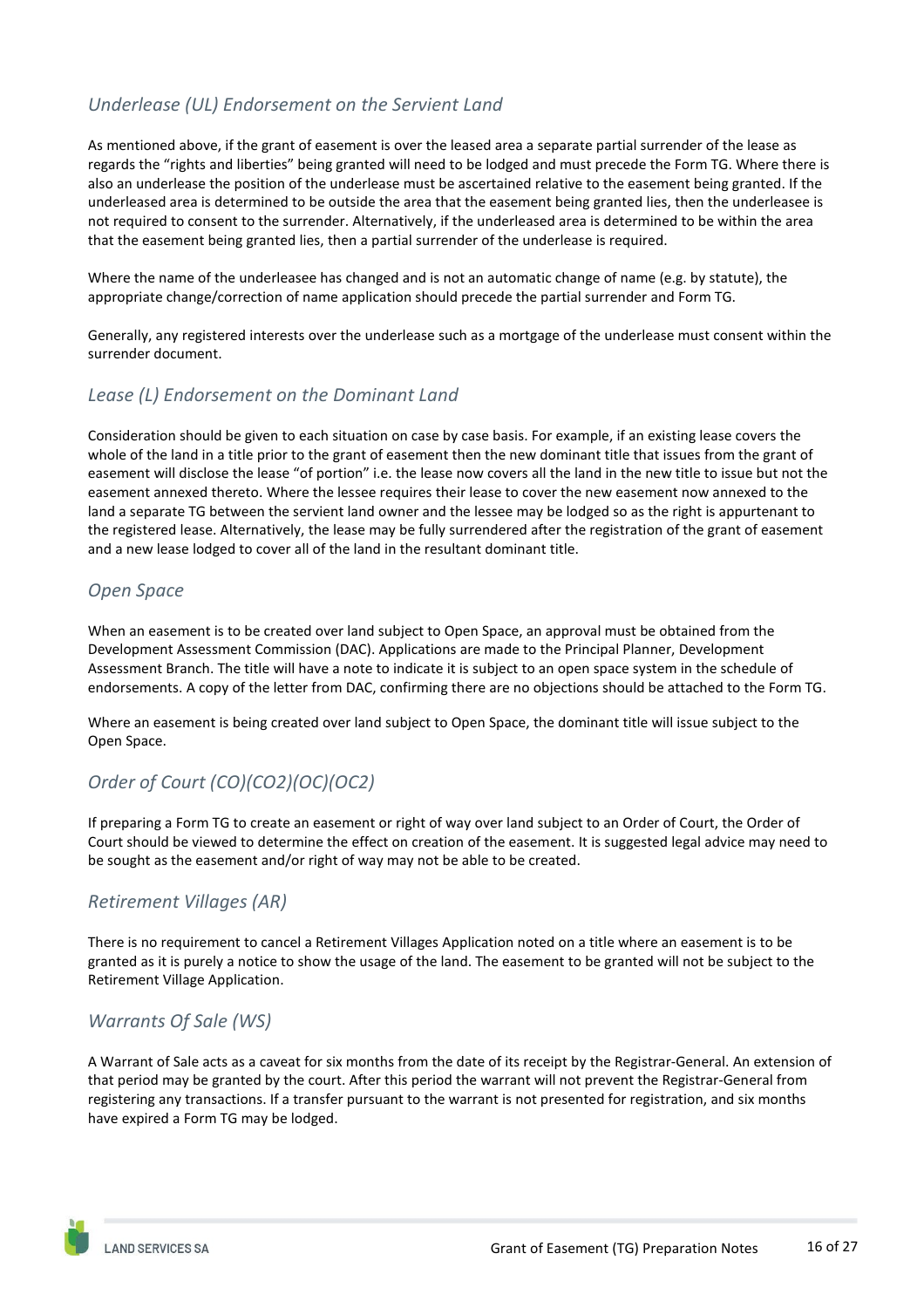### *Underlease (UL) Endorsement on the Servient Land*

As mentioned above, if the grant of easement is over the leased area a separate partial surrender of the lease as regards the "rights and liberties" being granted will need to be lodged and must precede the Form TG. Where there is also an underlease the position of the underlease must be ascertained relative to the easement being granted. If the underleased area is determined to be outside the area that the easement being granted lies, then the underleasee is not required to consent to the surrender. Alternatively, if the underleased area is determined to be within the area that the easement being granted lies, then a partial surrender of the underlease is required.

Where the name of the underleasee has changed and is not an automatic change of name (e.g. by statute), the appropriate change/correction of name application should precede the partial surrender and Form TG.

Generally, any registered interests over the underlease such as a mortgage of the underlease must consent within the surrender document.

### *Lease (L) Endorsement on the Dominant Land*

Consideration should be given to each situation on case by case basis. For example, if an existing lease covers the whole of the land in a title prior to the grant of easement then the new dominant title that issues from the grant of easement will disclose the lease "of portion" i.e. the lease now covers all the land in the new title to issue but not the easement annexed thereto. Where the lessee requires their lease to cover the new easement now annexed to the land a separate TG between the servient land owner and the lessee may be lodged so as the right is appurtenant to the registered lease. Alternatively, the lease may be fully surrendered after the registration of the grant of easement and a new lease lodged to cover all of the land in the resultant dominant title.

### *Open Space*

When an easement is to be created over land subject to Open Space, an approval must be obtained from the Development Assessment Commission (DAC). Applications are made to the Principal Planner, Development Assessment Branch. The title will have a note to indicate it is subject to an open space system in the schedule of endorsements. A copy of the letter from DAC, confirming there are no objections should be attached to the Form TG.

Where an easement is being created over land subject to Open Space, the dominant title will issue subject to the Open Space.

### *Order of Court (CO)(CO2)(OC)(OC2)*

If preparing a Form TG to create an easement or right of way over land subject to an Order of Court, the Order of Court should be viewed to determine the effect on creation of the easement. It is suggested legal advice may need to be sought as the easement and/or right of way may not be able to be created.

### *Retirement Villages (AR)*

There is no requirement to cancel a Retirement Villages Application noted on a title where an easement is to be granted as it is purely a notice to show the usage of the land. The easement to be granted will not be subject to the Retirement Village Application.

### *Warrants Of Sale (WS)*

A Warrant of Sale acts as a caveat for six months from the date of its receipt by the Registrar-General. An extension of that period may be granted by the court. After this period the warrant will not prevent the Registrar-General from registering any transactions. If a transfer pursuant to the warrant is not presented for registration, and six months have expired a Form TG may be lodged.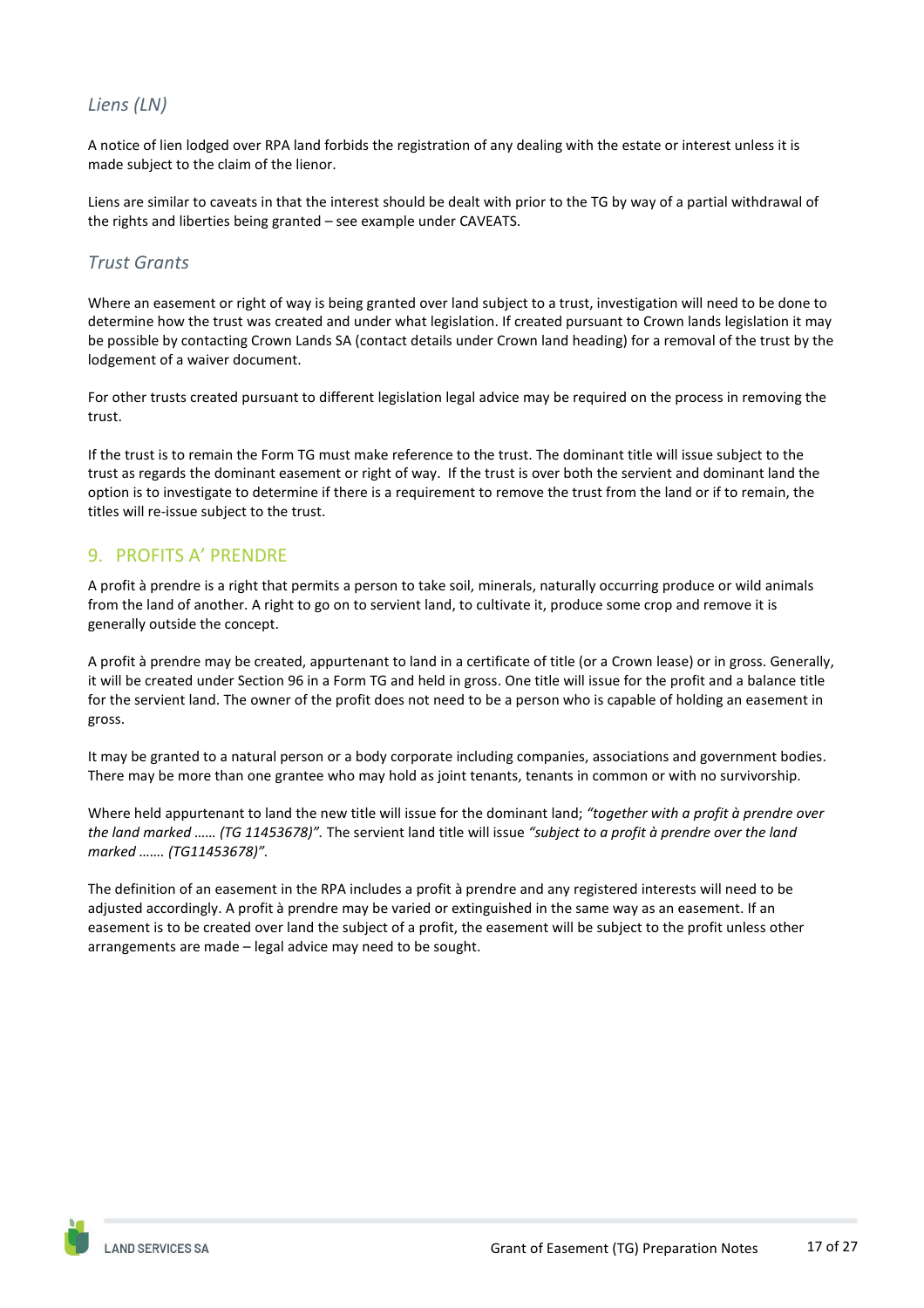### *Liens (LN)*

A notice of lien lodged over RPA land forbids the registration of any dealing with the estate or interest unless it is made subject to the claim of the lienor.

Liens are similar to caveats in that the interest should be dealt with prior to the TG by way of a partial withdrawal of the rights and liberties being granted – see example under CAVEATS.

### *Trust Grants*

Where an easement or right of way is being granted over land subject to a trust, investigation will need to be done to determine how the trust was created and under what legislation. If created pursuant to Crown lands legislation it may be possible by contacting Crown Lands SA (contact details under Crown land heading) for a removal of the trust by the lodgement of a waiver document.

For other trusts created pursuant to different legislation legal advice may be required on the process in removing the trust.

If the trust is to remain the Form TG must make reference to the trust. The dominant title will issue subject to the trust as regards the dominant easement or right of way. If the trust is over both the servient and dominant land the option is to investigate to determine if there is a requirement to remove the trust from the land or if to remain, the titles will re-issue subject to the trust.

## 9. PROFITS A' PRENDRE

A profit à prendre is a right that permits a person to take soil, minerals, naturally occurring produce or wild animals from the land of another. A right to go on to servient land, to cultivate it, produce some crop and remove it is generally outside the concept.

A profit à prendre may be created, appurtenant to land in a certificate of title (or a Crown lease) or in gross. Generally, it will be created under Section 96 in a Form TG and held in gross. One title will issue for the profit and a balance title for the servient land. The owner of the profit does not need to be a person who is capable of holding an easement in gross.

It may be granted to a natural person or a body corporate including companies, associations and government bodies. There may be more than one grantee who may hold as joint tenants, tenants in common or with no survivorship.

Where held appurtenant to land the new title will issue for the dominant land; *"together with a profit à prendre over the land marked …… (TG 11453678)"*. The servient land title will issue *"subject to a profit à prendre over the land marked ……. (TG11453678)"*.

The definition of an easement in the RPA includes a profit à prendre and any registered interests will need to be adjusted accordingly. A profit à prendre may be varied or extinguished in the same way as an easement. If an easement is to be created over land the subject of a profit, the easement will be subject to the profit unless other arrangements are made – legal advice may need to be sought.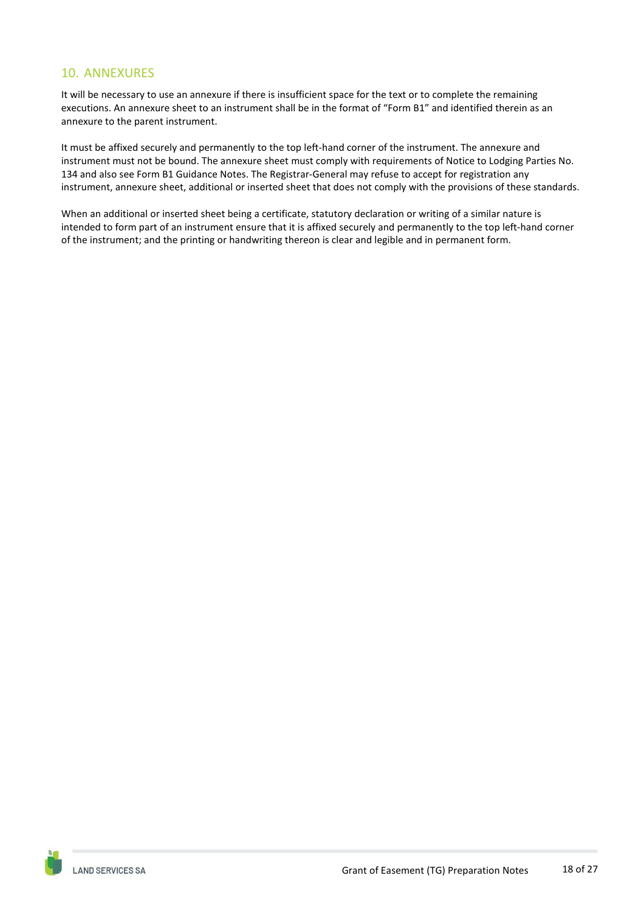## 10. ANNEXURES

It will be necessary to use an annexure if there is insufficient space for the text or to complete the remaining executions. An annexure sheet to an instrument shall be in the format of “Form B1” and identified therein as an annexure to the parent instrument.

It must be affixed securely and permanently to the top left-hand corner of the instrument. The annexure and instrument must not be bound. The annexure sheet must comply with requirements of Notice to Lodging Parties No. 134 and also see Form B1 Guidance Notes. The Registrar-General may refuse to accept for registration any instrument, annexure sheet, additional or inserted sheet that does not comply with the provisions of these standards.

When an additional or inserted sheet being a certificate, statutory declaration or writing of a similar nature is intended to form part of an instrument ensure that it is affixed securely and permanently to the top left-hand corner of the instrument; and the printing or handwriting thereon is clear and legible and in permanent form.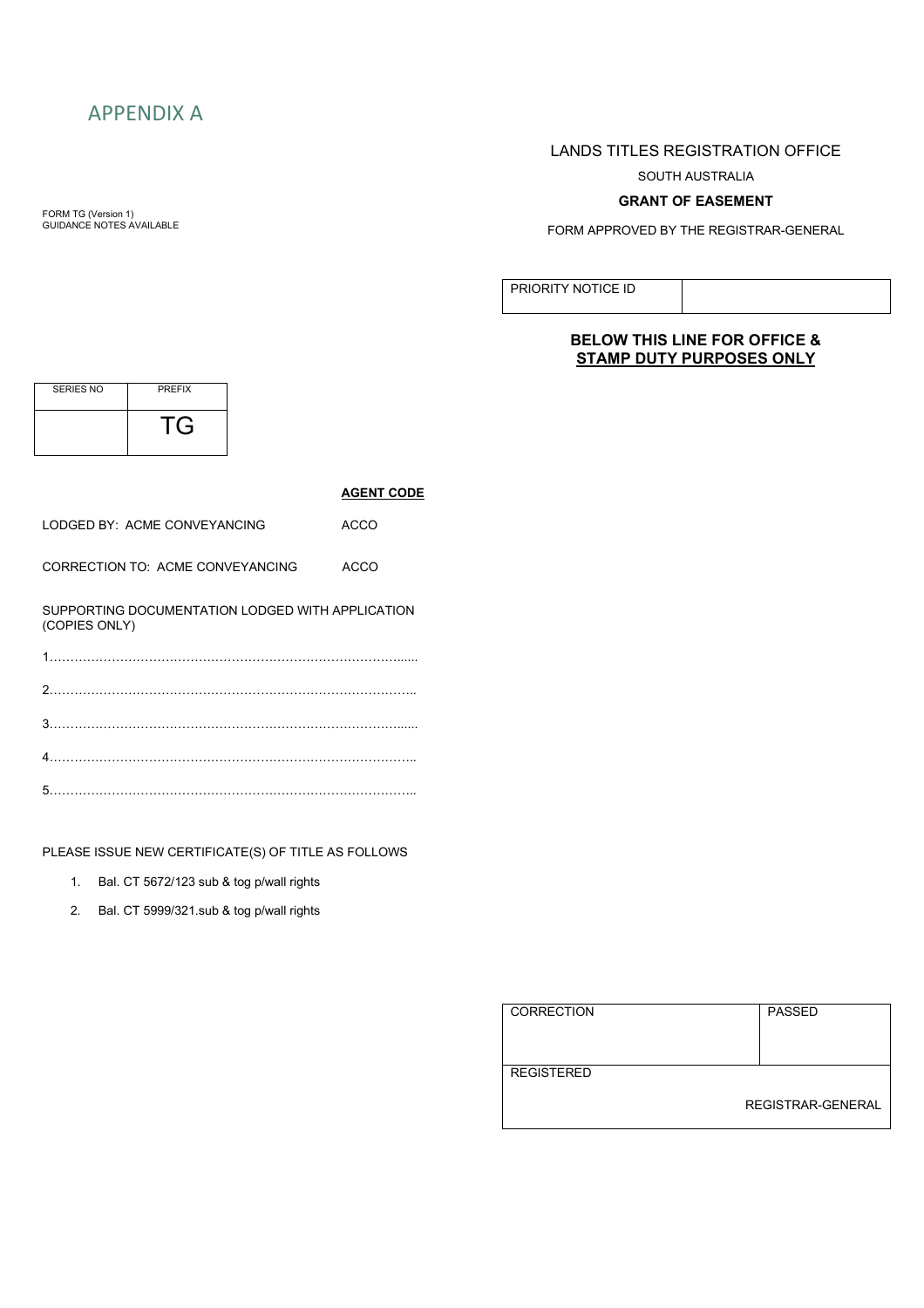# APPENDIX A

FORM TG (Version 1)
GUIDANCE NOTES AVAILABLE

LANDS TITLES REGISTRATION OFFICE

SOUTH AUSTRALIA

**GRANT OF EASEMENT**

FORM APPROVED BY THE REGISTRAR-GENERAL

| PRIORITY NOTICE ID | |
|---|---|

**BELOW THIS LINE FOR OFFICE & STAMP DUTY PURPOSES ONLY**

| SERIES NO | PREFIX |
|---|---|
| | TG |

| | **AGENT CODE** |
|---|---|
| LODGED BY: ACME CONVEYANCING | ACCO |
| CORRECTION TO: ACME CONVEYANCING | ACCO |

SUPPORTING DOCUMENTATION LODGED WITH APPLICATION (COPIES ONLY)

1………………………………………………………………………………......

2……………………………………………………………………………..

3………………………………………………………………………………......

4……………………………………………………………………………..

5……………………………………………………………………………..

PLEASE ISSUE NEW CERTIFICATE(S) OF TITLE AS FOLLOWS

1. Bal. CT 5672/123 sub & tog p/wall rights
2. Bal. CT 5999/321.sub & tog p/wall rights

| CORRECTION | PASSED |
|---|---|
| REGISTERED | |
| REGISTRAR-GENERAL | |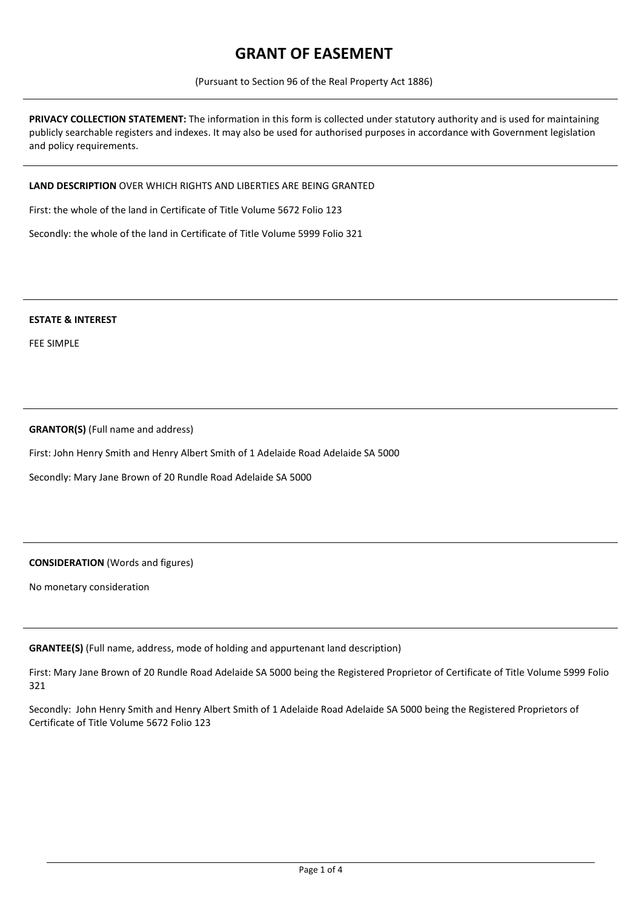# GRANT OF EASEMENT

(Pursuant to Section 96 of the Real Property Act 1886)

---

**PRIVACY COLLECTION STATEMENT:** The information in this form is collected under statutory authority and is used for maintaining publicly searchable registers and indexes. It may also be used for authorised purposes in accordance with Government legislation and policy requirements.

---

**LAND DESCRIPTION** OVER WHICH RIGHTS AND LIBERTIES ARE BEING GRANTED

First: the whole of the land in Certificate of Title Volume 5672 Folio 123

Secondly: the whole of the land in Certificate of Title Volume 5999 Folio 321

---

**ESTATE & INTEREST**

FEE SIMPLE

---

**GRANTOR(S)** (Full name and address)

First: John Henry Smith and Henry Albert Smith of 1 Adelaide Road Adelaide SA 5000

Secondly: Mary Jane Brown of 20 Rundle Road Adelaide SA 5000

---

**CONSIDERATION** (Words and figures)

No monetary consideration

---

**GRANTEE(S)** (Full name, address, mode of holding and appurtenant land description)

First: Mary Jane Brown of 20 Rundle Road Adelaide SA 5000 being the Registered Proprietor of Certificate of Title Volume 5999 Folio 321

Secondly: John Henry Smith and Henry Albert Smith of 1 Adelaide Road Adelaide SA 5000 being the Registered Proprietors of Certificate of Title Volume 5672 Folio 123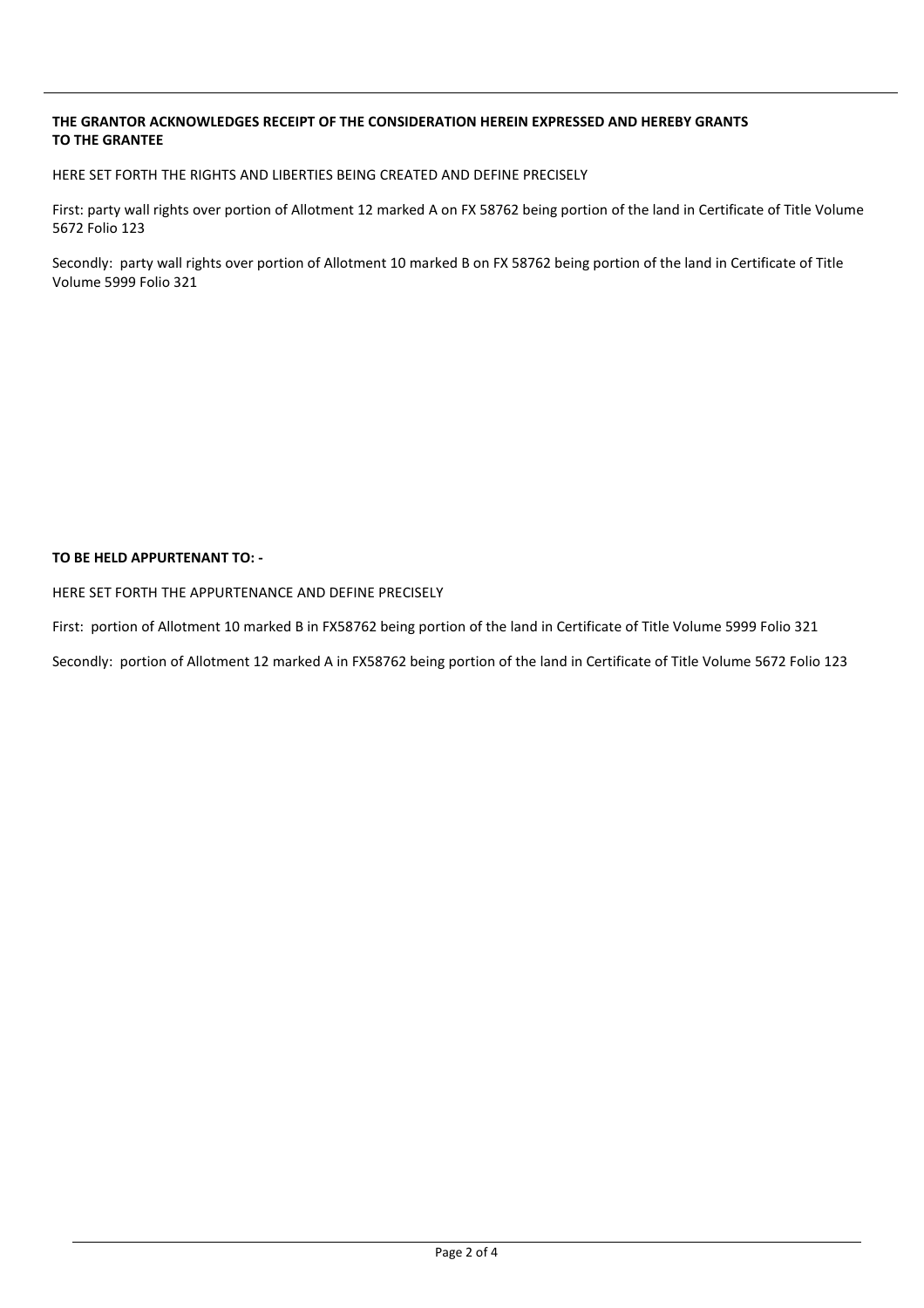**THE GRANTOR ACKNOWLEDGES RECEIPT OF THE CONSIDERATION HEREIN EXPRESSED AND HEREBY GRANTS TO THE GRANTEE**

HERE SET FORTH THE RIGHTS AND LIBERTIES BEING CREATED AND DEFINE PRECISELY

First: party wall rights over portion of Allotment 12 marked A on FX 58762 being portion of the land in Certificate of Title Volume 5672 Folio 123

Secondly: party wall rights over portion of Allotment 10 marked B on FX 58762 being portion of the land in Certificate of Title Volume 5999 Folio 321

**TO BE HELD APPURTENANT TO: -**

HERE SET FORTH THE APPURTENANCE AND DEFINE PRECISELY

First: portion of Allotment 10 marked B in FX58762 being portion of the land in Certificate of Title Volume 5999 Folio 321

Secondly: portion of Allotment 12 marked A in FX58762 being portion of the land in Certificate of Title Volume 5672 Folio 123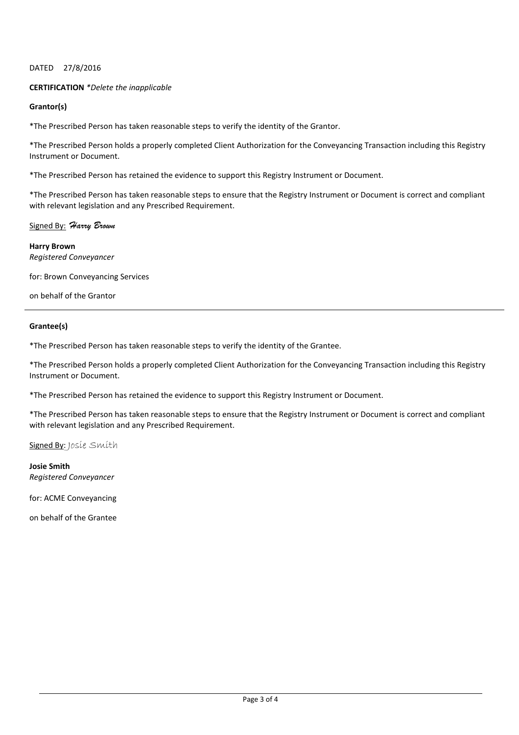DATED 27/8/2016

**CERTIFICATION** *\*Delete the inapplicable*

**Grantor(s)**

*The Prescribed Person has taken reasonable steps to verify the identity of the Grantor.

*The Prescribed Person holds a properly completed Client Authorization for the Conveyancing Transaction including this Registry Instrument or Document.

*The Prescribed Person has retained the evidence to support this Registry Instrument or Document.

*The Prescribed Person has taken reasonable steps to ensure that the Registry Instrument or Document is correct and compliant with relevant legislation and any Prescribed Requirement.

Signed By: *Harry Brown*

**Harry Brown**
*Registered Conveyancer*

for: Brown Conveyancing Services

on behalf of the Grantor

---

**Grantee(s)**

*The Prescribed Person has taken reasonable steps to verify the identity of the Grantee.

*The Prescribed Person holds a properly completed Client Authorization for the Conveyancing Transaction including this Registry Instrument or Document.

*The Prescribed Person has retained the evidence to support this Registry Instrument or Document.

*The Prescribed Person has taken reasonable steps to ensure that the Registry Instrument or Document is correct and compliant with relevant legislation and any Prescribed Requirement.

Signed By: Josie Smith

**Josie Smith**
*Registered Conveyancer*

for: ACME Conveyancing

on behalf of the Grantee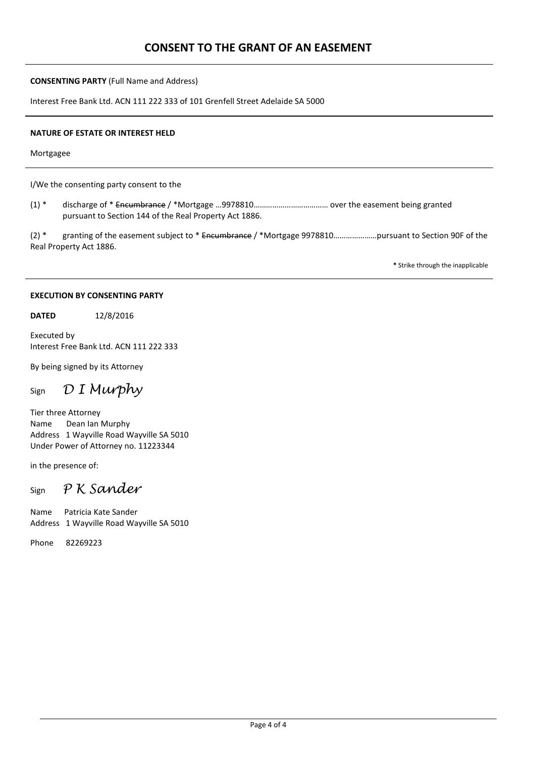# CONSENT TO THE GRANT OF AN EASEMENT

**CONSENTING PARTY** (Full Name and Address)

Interest Free Bank Ltd. ACN 111 222 333 of 101 Grenfell Street Adelaide SA 5000

**NATURE OF ESTATE OR INTEREST HELD**

Mortgagee

I/We the consenting party consent to the

(1) * discharge of * ~~Encumbrance~~ / *Mortgage …9978810……………………………… over the easement being granted pursuant to Section 144 of the Real Property Act 1886.

(2) * granting of the easement subject to * ~~Encumbrance~~ / *Mortgage 9978810…………………pursuant to Section 90F of the Real Property Act 1886.

**\*** Strike through the inapplicable

**EXECUTION BY CONSENTING PARTY**

**DATED** 12/8/2016

Executed by
Interest Free Bank Ltd. ACN 111 222 333

By being signed by its Attorney

Sign *D I Murphy*

Tier three Attorney
Name Dean Ian Murphy
Address 1 Wayville Road Wayville SA 5010
Under Power of Attorney no. 11223344

in the presence of:

Sign *P K Sander*

Name Patricia Kate Sander
Address 1 Wayville Road Wayville SA 5010

Phone 82269223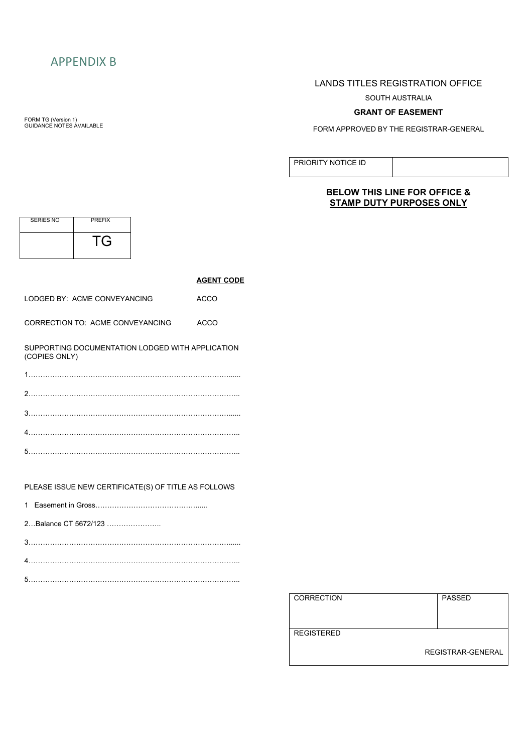# APPENDIX B

LANDS TITLES REGISTRATION OFFICE

SOUTH AUSTRALIA

**GRANT OF EASEMENT**

FORM APPROVED BY THE REGISTRAR-GENERAL

FORM TG (Version 1)
GUIDANCE NOTES AVAILABLE

| PRIORITY NOTICE ID | |
|---|---|

**BELOW THIS LINE FOR OFFICE & STAMP DUTY PURPOSES ONLY**

| SERIES NO | PREFIX |
|---|---|
| | TG |

| | **AGENT CODE** |
|---|---|
| LODGED BY: ACME CONVEYANCING | ACCO |
| CORRECTION TO: ACME CONVEYANCING | ACCO |

SUPPORTING DOCUMENTATION LODGED WITH APPLICATION (COPIES ONLY)

1…………………………………………………………………………......

2……………………………………………………………………………..

3…………………………………………………………………………......

4……………………………………………………………………………..

5……………………………………………………………………………..

PLEASE ISSUE NEW CERTIFICATE(S) OF TITLE AS FOLLOWS

1 Easement in Gross……………………………………......

2…Balance CT 5672/123 …………………..

3…………………………………………………………………………......

4……………………………………………………………………………..

5……………………………………………………………………………..

| CORRECTION | PASSED |
|---|---|
| REGISTERED | REGISTRAR-GENERAL |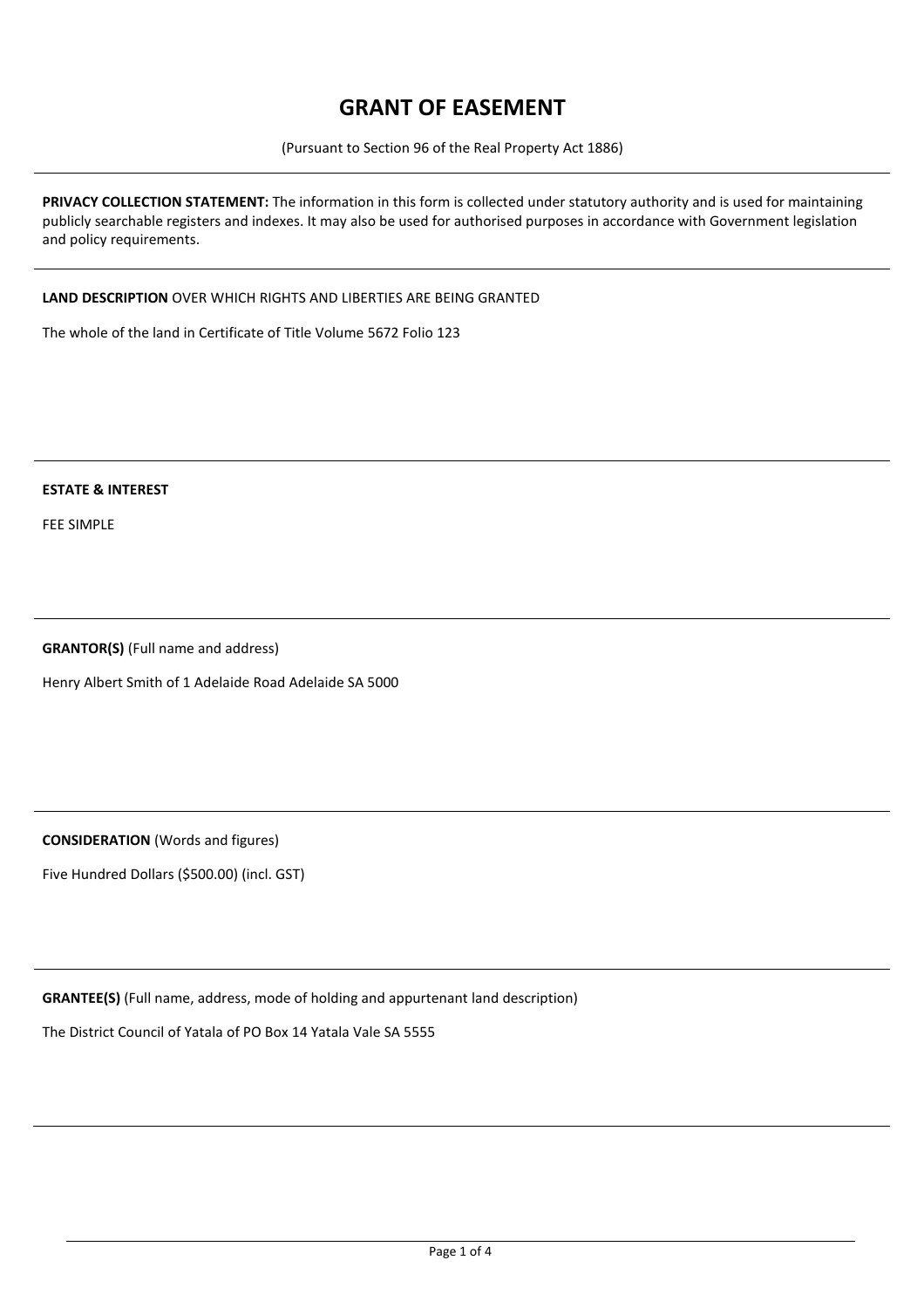# GRANT OF EASEMENT

(Pursuant to Section 96 of the Real Property Act 1886)

---

**PRIVACY COLLECTION STATEMENT:** The information in this form is collected under statutory authority and is used for maintaining publicly searchable registers and indexes. It may also be used for authorised purposes in accordance with Government legislation and policy requirements.

---

**LAND DESCRIPTION** OVER WHICH RIGHTS AND LIBERTIES ARE BEING GRANTED

The whole of the land in Certificate of Title Volume 5672 Folio 123

---

**ESTATE & INTEREST**

FEE SIMPLE

---

**GRANTOR(S)** (Full name and address)

Henry Albert Smith of 1 Adelaide Road Adelaide SA 5000

---

**CONSIDERATION** (Words and figures)

Five Hundred Dollars ($500.00) (incl. GST)

---

**GRANTEE(S)** (Full name, address, mode of holding and appurtenant land description)

The District Council of Yatala of PO Box 14 Yatala Vale SA 5555

---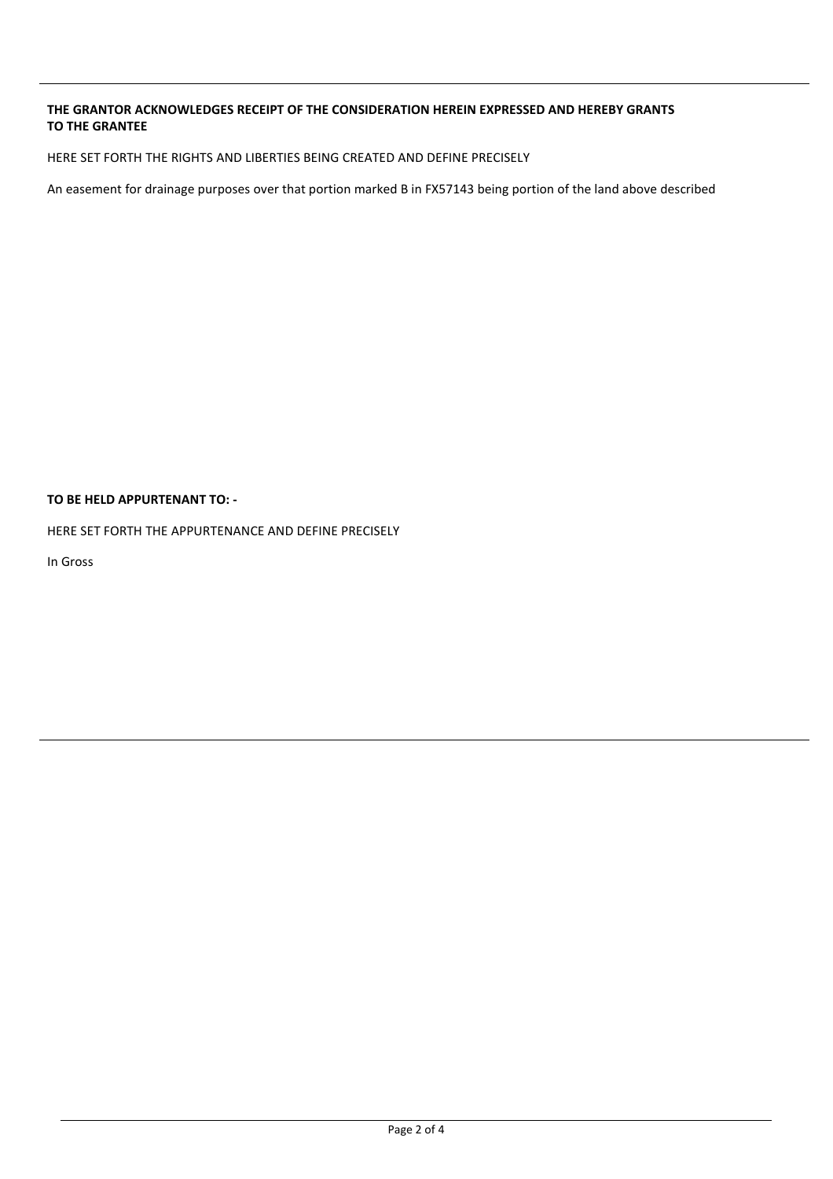**THE GRANTOR ACKNOWLEDGES RECEIPT OF THE CONSIDERATION HEREIN EXPRESSED AND HEREBY GRANTS TO THE GRANTEE**

HERE SET FORTH THE RIGHTS AND LIBERTIES BEING CREATED AND DEFINE PRECISELY

An easement for drainage purposes over that portion marked B in FX57143 being portion of the land above described

**TO BE HELD APPURTENANT TO: -**

HERE SET FORTH THE APPURTENANCE AND DEFINE PRECISELY

In Gross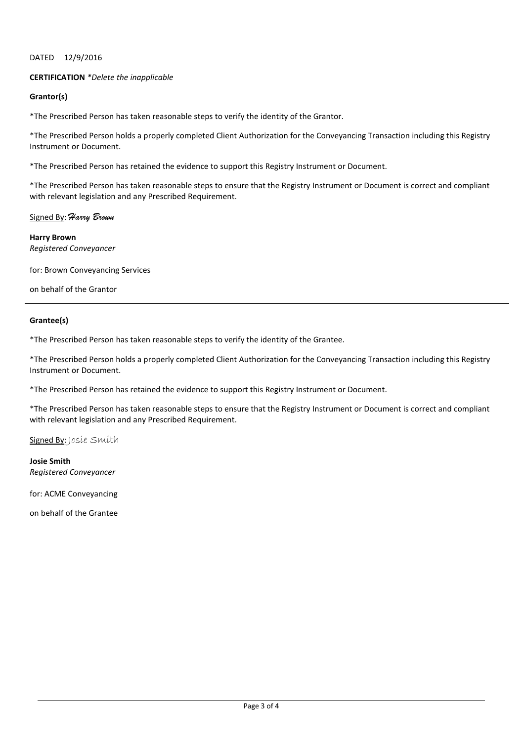DATED 12/9/2016

**CERTIFICATION** *\*Delete the inapplicable*

**Grantor(s)**

\*The Prescribed Person has taken reasonable steps to verify the identity of the Grantor.

\*The Prescribed Person holds a properly completed Client Authorization for the Conveyancing Transaction including this Registry Instrument or Document.

\*The Prescribed Person has retained the evidence to support this Registry Instrument or Document.

\*The Prescribed Person has taken reasonable steps to ensure that the Registry Instrument or Document is correct and compliant with relevant legislation and any Prescribed Requirement.

Signed By: *Harry Brown*

**Harry Brown**
*Registered Conveyancer*

for: Brown Conveyancing Services

on behalf of the Grantor

---

**Grantee(s)**

\*The Prescribed Person has taken reasonable steps to verify the identity of the Grantee.

\*The Prescribed Person holds a properly completed Client Authorization for the Conveyancing Transaction including this Registry Instrument or Document.

\*The Prescribed Person has retained the evidence to support this Registry Instrument or Document.

\*The Prescribed Person has taken reasonable steps to ensure that the Registry Instrument or Document is correct and compliant with relevant legislation and any Prescribed Requirement.

Signed By: Josie Smith

**Josie Smith**
*Registered Conveyancer*

for: ACME Conveyancing

on behalf of the Grantee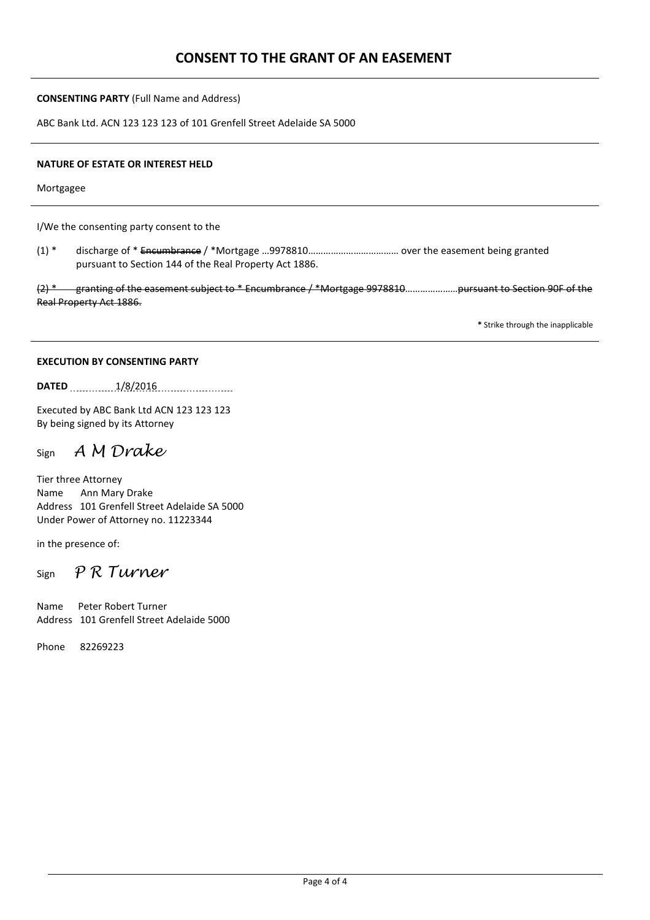# CONSENT TO THE GRANT OF AN EASEMENT

**CONSENTING PARTY** (Full Name and Address)

ABC Bank Ltd. ACN 123 123 123 of 101 Grenfell Street Adelaide SA 5000

**NATURE OF ESTATE OR INTEREST HELD**

Mortgagee

I/We the consenting party consent to the

(1) * discharge of * ~~Encumbrance~~ / *Mortgage …9978810……………………………… over the easement being granted pursuant to Section 144 of the Real Property Act 1886.

~~(2) * granting of the easement subject to * Encumbrance / *Mortgage 9978810…………………pursuant to Section 90F of the Real Property Act 1886.~~

**\*** Strike through the inapplicable

**EXECUTION BY CONSENTING PARTY**

**DATED** 1/8/2016

Executed by ABC Bank Ltd ACN 123 123 123
By being signed by its Attorney

Sign *A M Drake*

Tier three Attorney
Name Ann Mary Drake
Address 101 Grenfell Street Adelaide SA 5000
Under Power of Attorney no. 11223344

in the presence of:

Sign *P R Turner*

Name Peter Robert Turner
Address 101 Grenfell Street Adelaide 5000

Phone 82269223